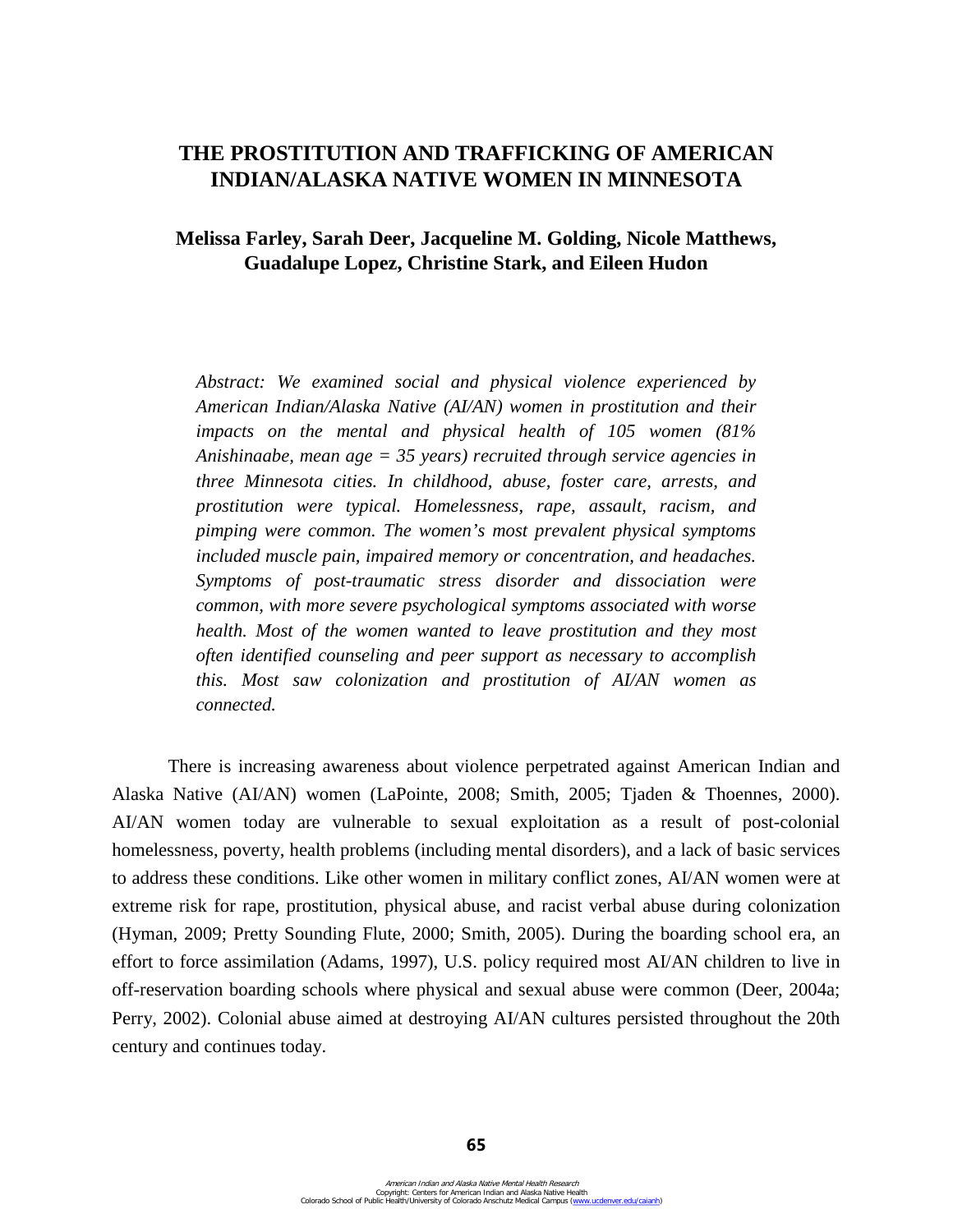# THE PROSTITUTION AND TRAFFICKING OF AMERICAN INDIAN/ALASKA NATIVE WOMEN IN MINNESOTA

**Melissa Farley, Sarah Deer, Jacqueline M. Golding, Nicole Matthews, Guadalupe Lopez, Christine Stark, and Eileen Hudon**

*Abstract: We examined social and physical violence experienced by American Indian/Alaska Native (AI/AN) women in prostitution and their impacts on the mental and physical health of 105 women (81% Anishinaabe, mean age = 35 years) recruited through service agencies in three Minnesota cities. In childhood, abuse, foster care, arrests, and prostitution were typical. Homelessness, rape, assault, racism, and pimping were common. The women's most prevalent physical symptoms included muscle pain, impaired memory or concentration, and headaches. Symptoms of post-traumatic stress disorder and dissociation were common, with more severe psychological symptoms associated with worse health. Most of the women wanted to leave prostitution and they most often identified counseling and peer support as necessary to accomplish this. Most saw colonization and prostitution of AI/AN women as connected.*

There is increasing awareness about violence perpetrated against American Indian and Alaska Native (AI/AN) women (LaPointe, 2008; Smith, 2005; Tjaden & Thoennes, 2000). AI/AN women today are vulnerable to sexual exploitation as a result of post-colonial homelessness, poverty, health problems (including mental disorders), and a lack of basic services to address these conditions. Like other women in military conflict zones, AI/AN women were at extreme risk for rape, prostitution, physical abuse, and racist verbal abuse during colonization (Hyman, 2009; Pretty Sounding Flute, 2000; Smith, 2005). During the boarding school era, an effort to force assimilation (Adams, 1997), U.S. policy required most AI/AN children to live in off-reservation boarding schools where physical and sexual abuse were common (Deer, 2004a; Perry, 2002). Colonial abuse aimed at destroying AI/AN cultures persisted throughout the 20th century and continues today.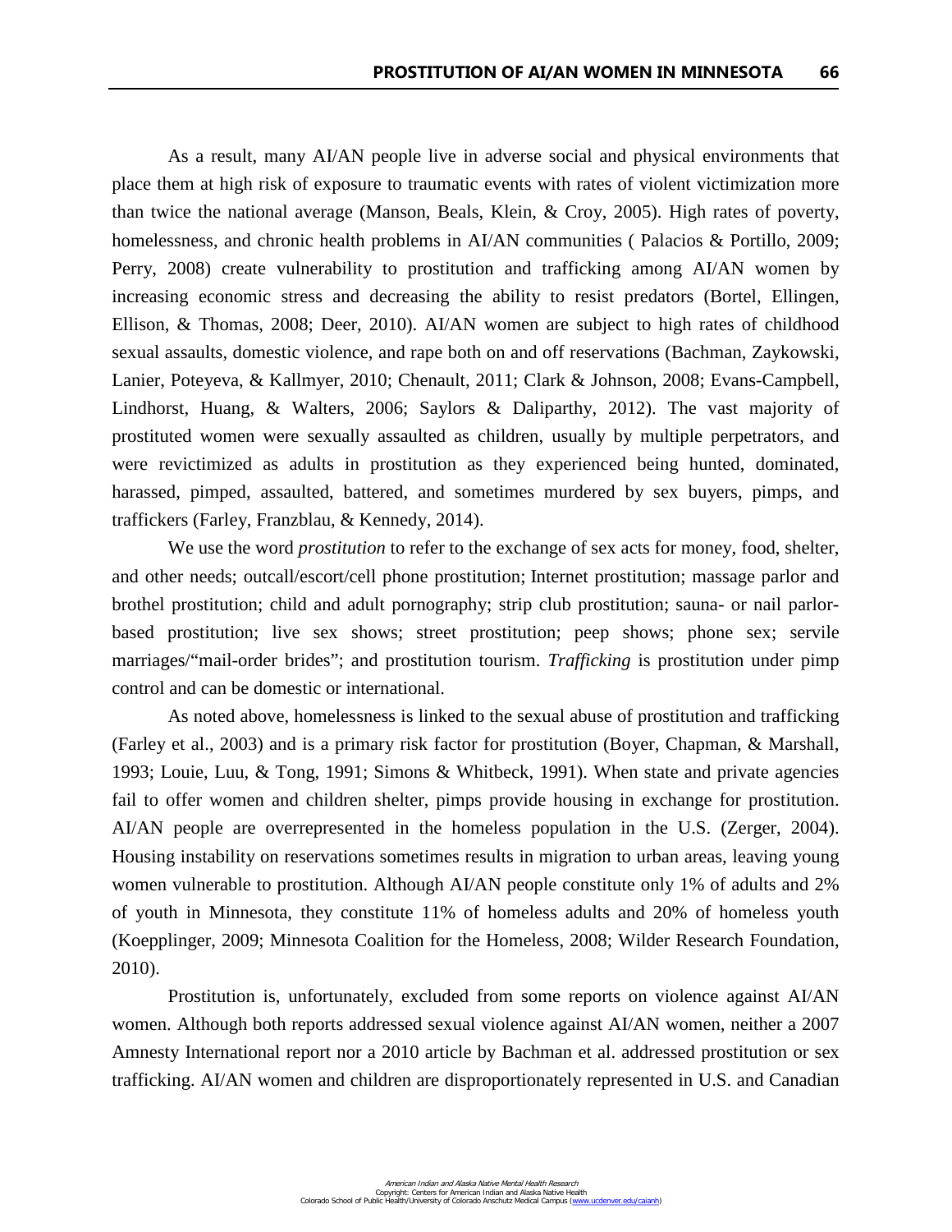As a result, many AI/AN people live in adverse social and physical environments that place them at high risk of exposure to traumatic events with rates of violent victimization more than twice the national average (Manson, Beals, Klein, & Croy, 2005). High rates of poverty, homelessness, and chronic health problems in AI/AN communities ( Palacios & Portillo, 2009; Perry, 2008) create vulnerability to prostitution and trafficking among AI/AN women by increasing economic stress and decreasing the ability to resist predators (Bortel, Ellingen, Ellison, & Thomas, 2008; Deer, 2010). AI/AN women are subject to high rates of childhood sexual assaults, domestic violence, and rape both on and off reservations (Bachman, Zaykowski, Lanier, Poteyeva, & Kallmyer, 2010; Chenault, 2011; Clark & Johnson, 2008; Evans-Campbell, Lindhorst, Huang, & Walters, 2006; Saylors & Daliparthy, 2012). The vast majority of prostituted women were sexually assaulted as children, usually by multiple perpetrators, and were revictimized as adults in prostitution as they experienced being hunted, dominated, harassed, pimped, assaulted, battered, and sometimes murdered by sex buyers, pimps, and traffickers (Farley, Franzblau, & Kennedy, 2014).

We use the word *prostitution* to refer to the exchange of sex acts for money, food, shelter, and other needs; outcall/escort/cell phone prostitution; Internet prostitution; massage parlor and brothel prostitution; child and adult pornography; strip club prostitution; sauna- or nail parlor-based prostitution; live sex shows; street prostitution; peep shows; phone sex; servile marriages/"mail-order brides"; and prostitution tourism. *Trafficking* is prostitution under pimp control and can be domestic or international.

As noted above, homelessness is linked to the sexual abuse of prostitution and trafficking (Farley et al., 2003) and is a primary risk factor for prostitution (Boyer, Chapman, & Marshall, 1993; Louie, Luu, & Tong, 1991; Simons & Whitbeck, 1991). When state and private agencies fail to offer women and children shelter, pimps provide housing in exchange for prostitution. AI/AN people are overrepresented in the homeless population in the U.S. (Zerger, 2004). Housing instability on reservations sometimes results in migration to urban areas, leaving young women vulnerable to prostitution. Although AI/AN people constitute only 1% of adults and 2% of youth in Minnesota, they constitute 11% of homeless adults and 20% of homeless youth (Koepplinger, 2009; Minnesota Coalition for the Homeless, 2008; Wilder Research Foundation, 2010).

Prostitution is, unfortunately, excluded from some reports on violence against AI/AN women. Although both reports addressed sexual violence against AI/AN women, neither a 2007 Amnesty International report nor a 2010 article by Bachman et al. addressed prostitution or sex trafficking. AI/AN women and children are disproportionately represented in U.S. and Canadian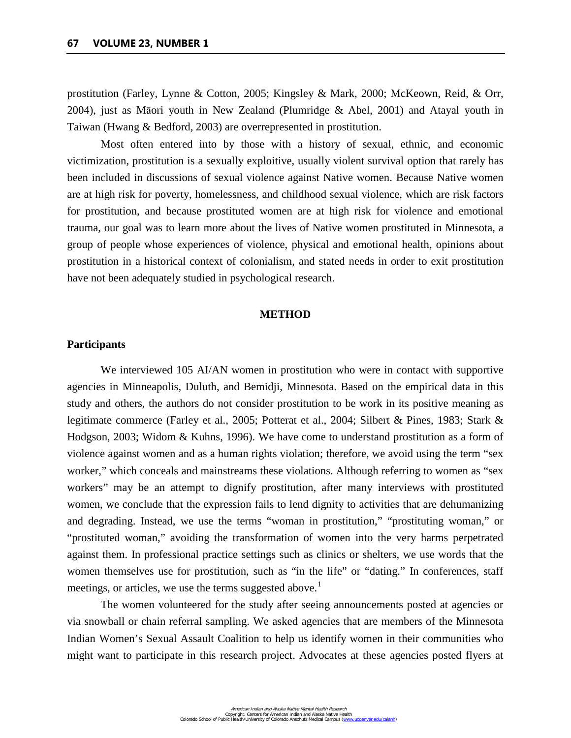prostitution (Farley, Lynne & Cotton, 2005; Kingsley & Mark, 2000; McKeown, Reid, & Orr, 2004), just as Māori youth in New Zealand (Plumridge & Abel, 2001) and Atayal youth in Taiwan (Hwang & Bedford, 2003) are overrepresented in prostitution.

Most often entered into by those with a history of sexual, ethnic, and economic victimization, prostitution is a sexually exploitive, usually violent survival option that rarely has been included in discussions of sexual violence against Native women. Because Native women are at high risk for poverty, homelessness, and childhood sexual violence, which are risk factors for prostitution, and because prostituted women are at high risk for violence and emotional trauma, our goal was to learn more about the lives of Native women prostituted in Minnesota, a group of people whose experiences of violence, physical and emotional health, opinions about prostitution in a historical context of colonialism, and stated needs in order to exit prostitution have not been adequately studied in psychological research.

## METHOD

### Participants

We interviewed 105 AI/AN women in prostitution who were in contact with supportive agencies in Minneapolis, Duluth, and Bemidji, Minnesota. Based on the empirical data in this study and others, the authors do not consider prostitution to be work in its positive meaning as legitimate commerce (Farley et al., 2005; Potterat et al., 2004; Silbert & Pines, 1983; Stark & Hodgson, 2003; Widom & Kuhns, 1996). We have come to understand prostitution as a form of violence against women and as a human rights violation; therefore, we avoid using the term "sex worker," which conceals and mainstreams these violations. Although referring to women as "sex workers" may be an attempt to dignify prostitution, after many interviews with prostituted women, we conclude that the expression fails to lend dignity to activities that are dehumanizing and degrading. Instead, we use the terms "woman in prostitution," "prostituting woman," or "prostituted woman," avoiding the transformation of women into the very harms perpetrated against them. In professional practice settings such as clinics or shelters, we use words that the women themselves use for prostitution, such as "in the life" or "dating." In conferences, staff meetings, or articles, we use the terms suggested above.[1]

The women volunteered for the study after seeing announcements posted at agencies or via snowball or chain referral sampling. We asked agencies that are members of the Minnesota Indian Women's Sexual Assault Coalition to help us identify women in their communities who might want to participate in this research project. Advocates at these agencies posted flyers at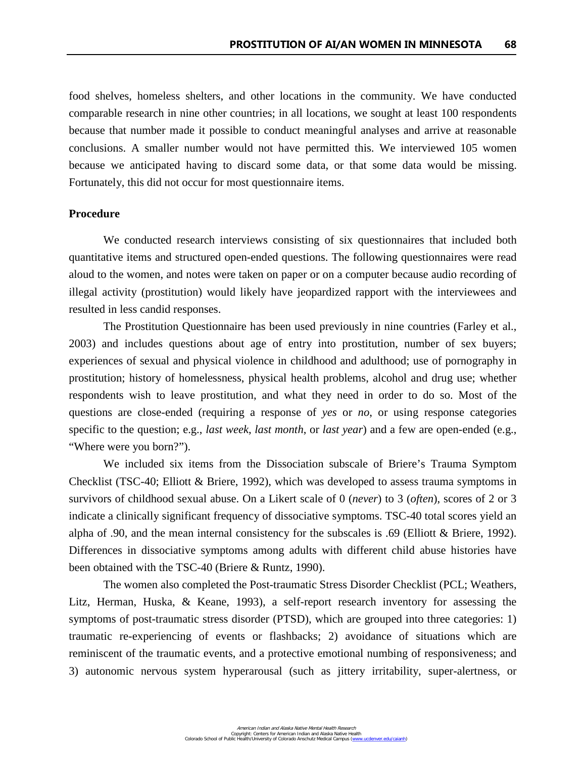food shelves, homeless shelters, and other locations in the community. We have conducted comparable research in nine other countries; in all locations, we sought at least 100 respondents because that number made it possible to conduct meaningful analyses and arrive at reasonable conclusions. A smaller number would not have permitted this. We interviewed 105 women because we anticipated having to discard some data, or that some data would be missing. Fortunately, this did not occur for most questionnaire items.

**Procedure**

We conducted research interviews consisting of six questionnaires that included both quantitative items and structured open-ended questions. The following questionnaires were read aloud to the women, and notes were taken on paper or on a computer because audio recording of illegal activity (prostitution) would likely have jeopardized rapport with the interviewees and resulted in less candid responses.

The Prostitution Questionnaire has been used previously in nine countries (Farley et al., 2003) and includes questions about age of entry into prostitution, number of sex buyers; experiences of sexual and physical violence in childhood and adulthood; use of pornography in prostitution; history of homelessness, physical health problems, alcohol and drug use; whether respondents wish to leave prostitution, and what they need in order to do so. Most of the questions are close-ended (requiring a response of *yes* or *no*, or using response categories specific to the question; e.g., *last week*, *last month*, or *last year*) and a few are open-ended (e.g., "Where were you born?").

We included six items from the Dissociation subscale of Briere's Trauma Symptom Checklist (TSC-40; Elliott & Briere, 1992), which was developed to assess trauma symptoms in survivors of childhood sexual abuse. On a Likert scale of 0 (*never*) to 3 (*often*), scores of 2 or 3 indicate a clinically significant frequency of dissociative symptoms. TSC-40 total scores yield an alpha of .90, and the mean internal consistency for the subscales is .69 (Elliott & Briere, 1992). Differences in dissociative symptoms among adults with different child abuse histories have been obtained with the TSC-40 (Briere & Runtz, 1990).

The women also completed the Post-traumatic Stress Disorder Checklist (PCL; Weathers, Litz, Herman, Huska, & Keane, 1993), a self-report research inventory for assessing the symptoms of post-traumatic stress disorder (PTSD), which are grouped into three categories: 1) traumatic re-experiencing of events or flashbacks; 2) avoidance of situations which are reminiscent of the traumatic events, and a protective emotional numbing of responsiveness; and 3) autonomic nervous system hyperarousal (such as jittery irritability, super-alertness, or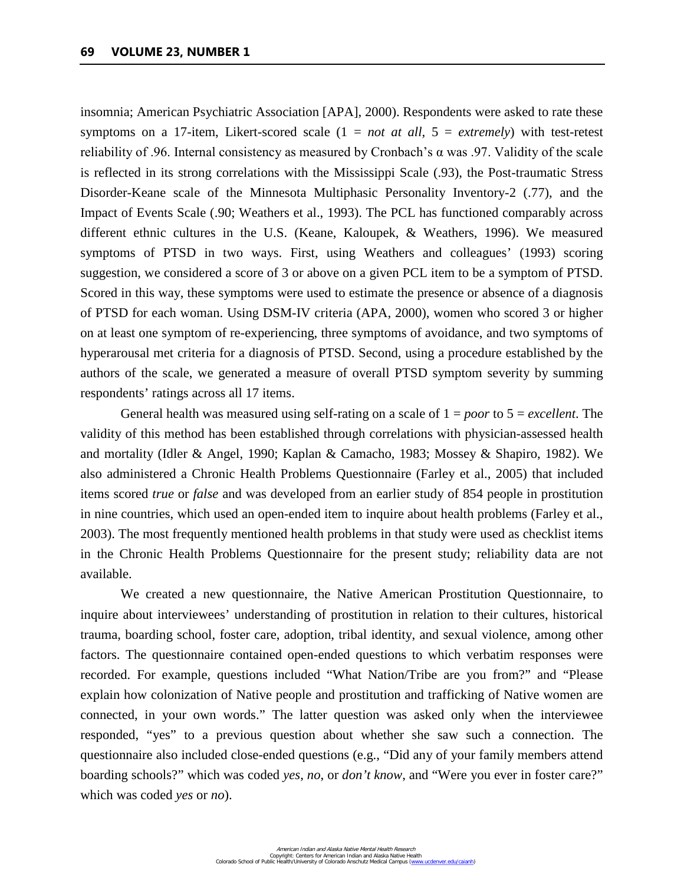insomnia; American Psychiatric Association [APA], 2000). Respondents were asked to rate these symptoms on a 17-item, Likert-scored scale (1 = *not at all*, 5 = *extremely*) with test-retest reliability of .96. Internal consistency as measured by Cronbach's α was .97. Validity of the scale is reflected in its strong correlations with the Mississippi Scale (.93), the Post-traumatic Stress Disorder-Keane scale of the Minnesota Multiphasic Personality Inventory-2 (.77), and the Impact of Events Scale (.90; Weathers et al., 1993). The PCL has functioned comparably across different ethnic cultures in the U.S. (Keane, Kaloupek, & Weathers, 1996). We measured symptoms of PTSD in two ways. First, using Weathers and colleagues' (1993) scoring suggestion, we considered a score of 3 or above on a given PCL item to be a symptom of PTSD. Scored in this way, these symptoms were used to estimate the presence or absence of a diagnosis of PTSD for each woman. Using DSM-IV criteria (APA, 2000), women who scored 3 or higher on at least one symptom of re-experiencing, three symptoms of avoidance, and two symptoms of hyperarousal met criteria for a diagnosis of PTSD. Second, using a procedure established by the authors of the scale, we generated a measure of overall PTSD symptom severity by summing respondents' ratings across all 17 items.

General health was measured using self-rating on a scale of 1 = *poor* to 5 = *excellent*. The validity of this method has been established through correlations with physician-assessed health and mortality (Idler & Angel, 1990; Kaplan & Camacho, 1983; Mossey & Shapiro, 1982). We also administered a Chronic Health Problems Questionnaire (Farley et al., 2005) that included items scored *true* or *false* and was developed from an earlier study of 854 people in prostitution in nine countries, which used an open-ended item to inquire about health problems (Farley et al., 2003). The most frequently mentioned health problems in that study were used as checklist items in the Chronic Health Problems Questionnaire for the present study; reliability data are not available.

We created a new questionnaire, the Native American Prostitution Questionnaire, to inquire about interviewees' understanding of prostitution in relation to their cultures, historical trauma, boarding school, foster care, adoption, tribal identity, and sexual violence, among other factors. The questionnaire contained open-ended questions to which verbatim responses were recorded. For example, questions included "What Nation/Tribe are you from?" and "Please explain how colonization of Native people and prostitution and trafficking of Native women are connected, in your own words." The latter question was asked only when the interviewee responded, "yes" to a previous question about whether she saw such a connection. The questionnaire also included close-ended questions (e.g., "Did any of your family members attend boarding schools?" which was coded *yes*, *no*, or *don't know*, and "Were you ever in foster care?" which was coded *yes* or *no*).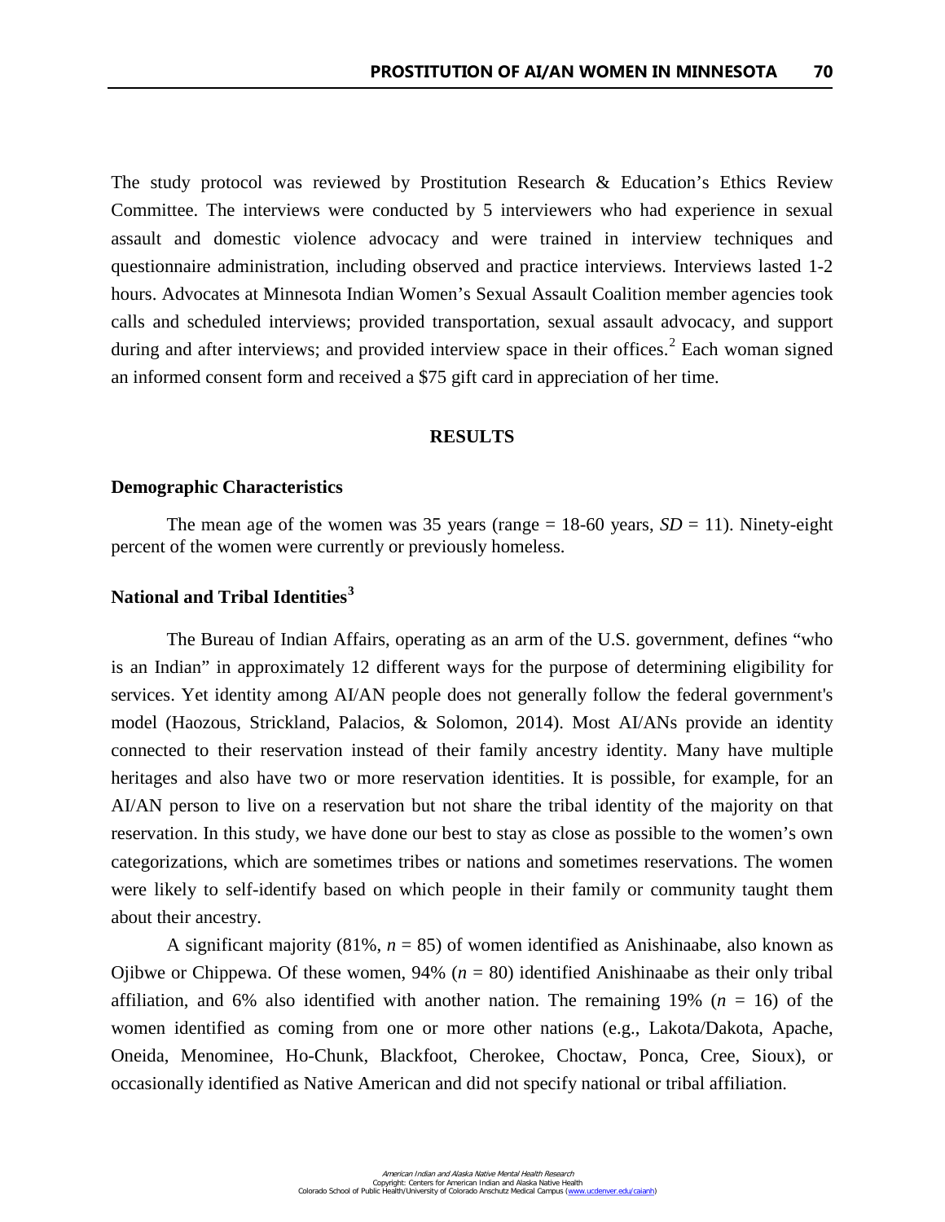The study protocol was reviewed by Prostitution Research & Education's Ethics Review Committee. The interviews were conducted by 5 interviewers who had experience in sexual assault and domestic violence advocacy and were trained in interview techniques and questionnaire administration, including observed and practice interviews. Interviews lasted 1-2 hours. Advocates at Minnesota Indian Women's Sexual Assault Coalition member agencies took calls and scheduled interviews; provided transportation, sexual assault advocacy, and support during and after interviews; and provided interview space in their offices.[2] Each woman signed an informed consent form and received a $75 gift card in appreciation of her time.

## RESULTS

### Demographic Characteristics

The mean age of the women was 35 years (range = 18-60 years, *SD* = 11). Ninety-eight percent of the women were currently or previously homeless.

### National and Tribal Identities[3]

The Bureau of Indian Affairs, operating as an arm of the U.S. government, defines "who is an Indian" in approximately 12 different ways for the purpose of determining eligibility for services. Yet identity among AI/AN people does not generally follow the federal government's model (Haozous, Strickland, Palacios, & Solomon, 2014). Most AI/ANs provide an identity connected to their reservation instead of their family ancestry identity. Many have multiple heritages and also have two or more reservation identities. It is possible, for example, for an AI/AN person to live on a reservation but not share the tribal identity of the majority on that reservation. In this study, we have done our best to stay as close as possible to the women's own categorizations, which are sometimes tribes or nations and sometimes reservations. The women were likely to self-identify based on which people in their family or community taught them about their ancestry.

A significant majority (81%, *n* = 85) of women identified as Anishinaabe, also known as Ojibwe or Chippewa. Of these women, 94% (*n* = 80) identified Anishinaabe as their only tribal affiliation, and 6% also identified with another nation. The remaining 19% (*n* = 16) of the women identified as coming from one or more other nations (e.g., Lakota/Dakota, Apache, Oneida, Menominee, Ho-Chunk, Blackfoot, Cherokee, Choctaw, Ponca, Cree, Sioux), or occasionally identified as Native American and did not specify national or tribal affiliation.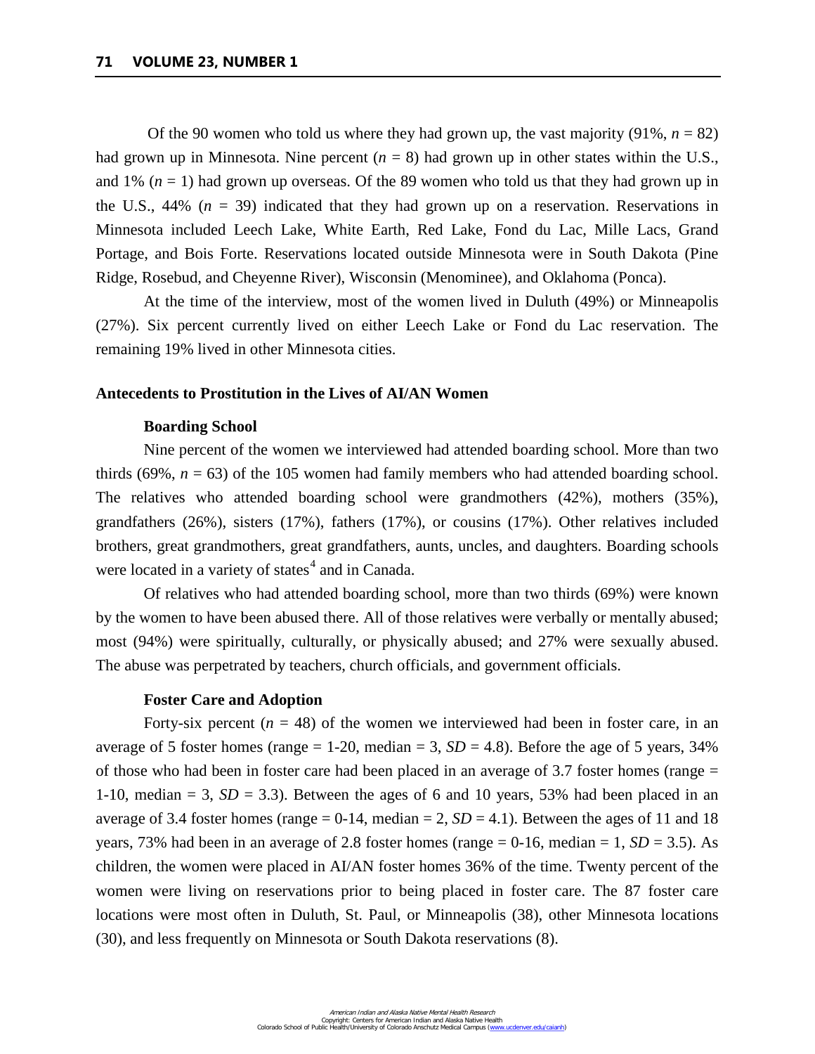Of the 90 women who told us where they had grown up, the vast majority (91%, $n$ = 82) had grown up in Minnesota. Nine percent ($n$ = 8) had grown up in other states within the U.S., and 1% ($n$ = 1) had grown up overseas. Of the 89 women who told us that they had grown up in the U.S., 44% ($n$ = 39) indicated that they had grown up on a reservation. Reservations in Minnesota included Leech Lake, White Earth, Red Lake, Fond du Lac, Mille Lacs, Grand Portage, and Bois Forte. Reservations located outside Minnesota were in South Dakota (Pine Ridge, Rosebud, and Cheyenne River), Wisconsin (Menominee), and Oklahoma (Ponca).

At the time of the interview, most of the women lived in Duluth (49%) or Minneapolis (27%). Six percent currently lived on either Leech Lake or Fond du Lac reservation. The remaining 19% lived in other Minnesota cities.

## Antecedents to Prostitution in the Lives of AI/AN Women

### Boarding School

Nine percent of the women we interviewed had attended boarding school. More than two thirds (69%, $n$ = 63) of the 105 women had family members who had attended boarding school. The relatives who attended boarding school were grandmothers (42%), mothers (35%), grandfathers (26%), sisters (17%), fathers (17%), or cousins (17%). Other relatives included brothers, great grandmothers, great grandfathers, aunts, uncles, and daughters. Boarding schools were located in a variety of states[4] and in Canada.

Of relatives who had attended boarding school, more than two thirds (69%) were known by the women to have been abused there. All of those relatives were verbally or mentally abused; most (94%) were spiritually, culturally, or physically abused; and 27% were sexually abused. The abuse was perpetrated by teachers, church officials, and government officials.

### Foster Care and Adoption

Forty-six percent ($n$ = 48) of the women we interviewed had been in foster care, in an average of 5 foster homes (range = 1-20, median = 3, $SD$ = 4.8). Before the age of 5 years, 34% of those who had been in foster care had been placed in an average of 3.7 foster homes (range = 1-10, median = 3, $SD$ = 3.3). Between the ages of 6 and 10 years, 53% had been placed in an average of 3.4 foster homes (range = 0-14, median = 2, $SD$ = 4.1). Between the ages of 11 and 18 years, 73% had been in an average of 2.8 foster homes (range = 0-16, median = 1, $SD$ = 3.5). As children, the women were placed in AI/AN foster homes 36% of the time. Twenty percent of the women were living on reservations prior to being placed in foster care. The 87 foster care locations were most often in Duluth, St. Paul, or Minneapolis (38), other Minnesota locations (30), and less frequently on Minnesota or South Dakota reservations (8).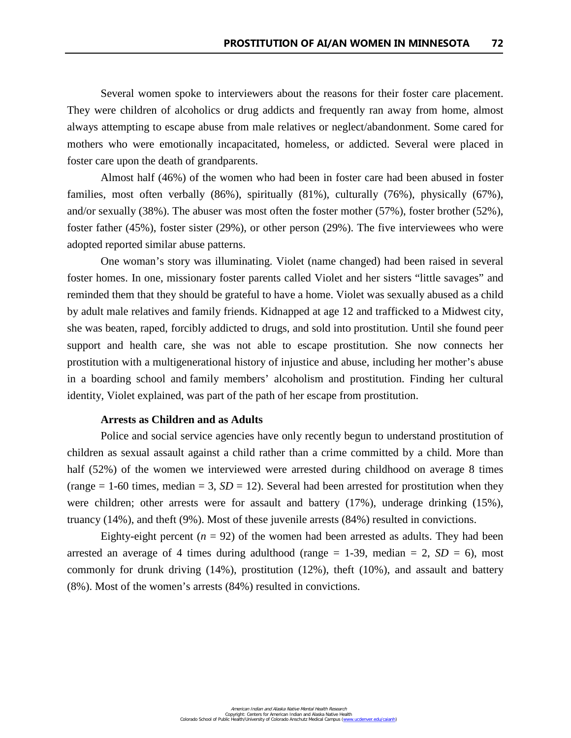Several women spoke to interviewers about the reasons for their foster care placement. They were children of alcoholics or drug addicts and frequently ran away from home, almost always attempting to escape abuse from male relatives or neglect/abandonment. Some cared for mothers who were emotionally incapacitated, homeless, or addicted. Several were placed in foster care upon the death of grandparents.

Almost half (46%) of the women who had been in foster care had been abused in foster families, most often verbally (86%), spiritually (81%), culturally (76%), physically (67%), and/or sexually (38%). The abuser was most often the foster mother (57%), foster brother (52%), foster father (45%), foster sister (29%), or other person (29%). The five interviewees who were adopted reported similar abuse patterns.

One woman's story was illuminating. Violet (name changed) had been raised in several foster homes. In one, missionary foster parents called Violet and her sisters "little savages" and reminded them that they should be grateful to have a home. Violet was sexually abused as a child by adult male relatives and family friends. Kidnapped at age 12 and trafficked to a Midwest city, she was beaten, raped, forcibly addicted to drugs, and sold into prostitution. Until she found peer support and health care, she was not able to escape prostitution. She now connects her prostitution with a multigenerational history of injustice and abuse, including her mother's abuse in a boarding school and family members' alcoholism and prostitution. Finding her cultural identity, Violet explained, was part of the path of her escape from prostitution.

### Arrests as Children and as Adults

Police and social service agencies have only recently begun to understand prostitution of children as sexual assault against a child rather than a crime committed by a child. More than half (52%) of the women we interviewed were arrested during childhood on average 8 times (range = 1-60 times, median = 3, $SD = 12$). Several had been arrested for prostitution when they were children; other arrests were for assault and battery (17%), underage drinking (15%), truancy (14%), and theft (9%). Most of these juvenile arrests (84%) resulted in convictions.

Eighty-eight percent ($n = 92$) of the women had been arrested as adults. They had been arrested an average of 4 times during adulthood (range = 1-39, median = 2, $SD = 6$), most commonly for drunk driving (14%), prostitution (12%), theft (10%), and assault and battery (8%). Most of the women's arrests (84%) resulted in convictions.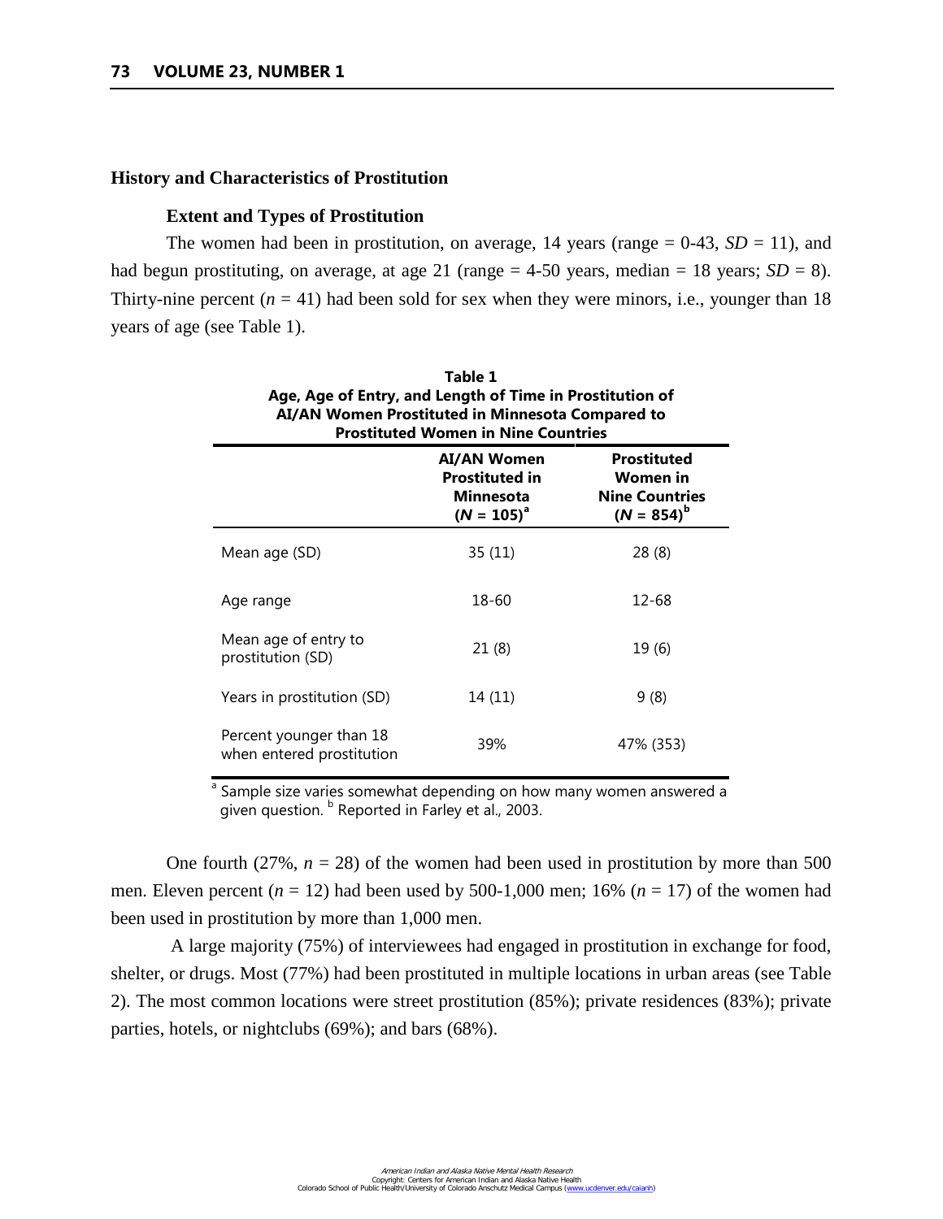## History and Characteristics of Prostitution

### Extent and Types of Prostitution

The women had been in prostitution, on average, 14 years (range = 0-43, *SD* = 11), and had begun prostituting, on average, at age 21 (range = 4-50 years, median = 18 years; *SD* = 8). Thirty-nine percent (*n* = 41) had been sold for sex when they were minors, i.e., younger than 18 years of age (see Table 1).

**Table 1**
**Age, Age of Entry, and Length of Time in Prostitution of AI/AN Women Prostituted in Minnesota Compared to Prostituted Women in Nine Countries**

| | AI/AN Women Prostituted in Minnesota (*N* = 105)[a] | Prostituted Women in Nine Countries (*N* = 854)[b] |
|---|---|---|
| Mean age (SD) | 35 (11) | 28 (8) |
| Age range | 18-60 | 12-68 |
| Mean age of entry to prostitution (SD) | 21 (8) | 19 (6) |
| Years in prostitution (SD) | 14 (11) | 9 (8) |
| Percent younger than 18 when entered prostitution | 39% | 47% (353) |

[a] Sample size varies somewhat depending on how many women answered a given question. [b] Reported in Farley et al., 2003.

One fourth (27%, *n* = 28) of the women had been used in prostitution by more than 500 men. Eleven percent (*n* = 12) had been used by 500-1,000 men; 16% (*n* = 17) of the women had been used in prostitution by more than 1,000 men.

A large majority (75%) of interviewees had engaged in prostitution in exchange for food, shelter, or drugs. Most (77%) had been prostituted in multiple locations in urban areas (see Table 2). The most common locations were street prostitution (85%); private residences (83%); private parties, hotels, or nightclubs (69%); and bars (68%).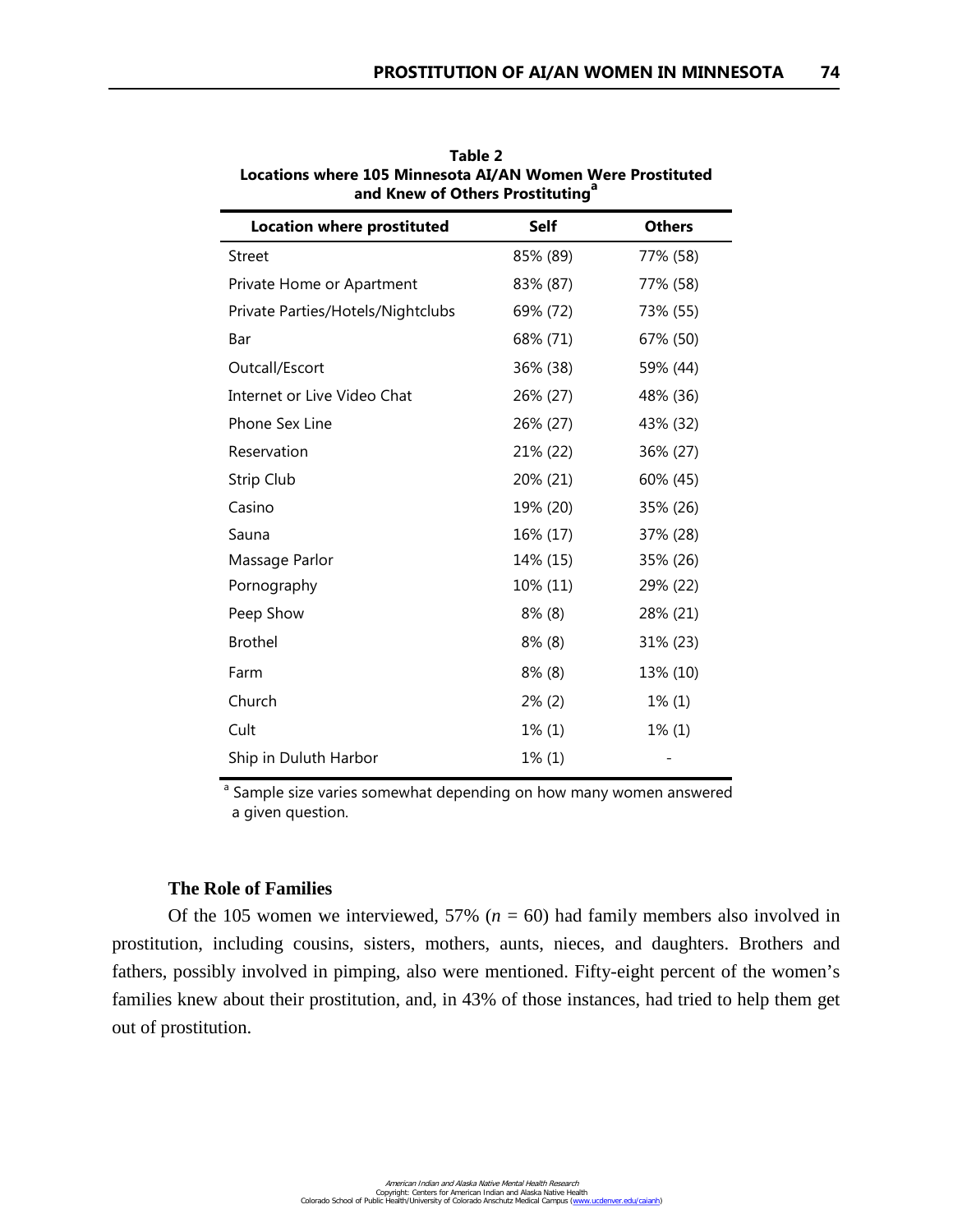**Table 2**
**Locations where 105 Minnesota AI/AN Women Were Prostituted and Knew of Others Prostituting[a]**

| Location where prostituted | Self | Others |
|---|---|---|
| Street | 85% (89) | 77% (58) |
| Private Home or Apartment | 83% (87) | 77% (58) |
| Private Parties/Hotels/Nightclubs | 69% (72) | 73% (55) |
| Bar | 68% (71) | 67% (50) |
| Outcall/Escort | 36% (38) | 59% (44) |
| Internet or Live Video Chat | 26% (27) | 48% (36) |
| Phone Sex Line | 26% (27) | 43% (32) |
| Reservation | 21% (22) | 36% (27) |
| Strip Club | 20% (21) | 60% (45) |
| Casino | 19% (20) | 35% (26) |
| Sauna | 16% (17) | 37% (28) |
| Massage Parlor | 14% (15) | 35% (26) |
| Pornography | 10% (11) | 29% (22) |
| Peep Show | 8% (8) | 28% (21) |
| Brothel | 8% (8) | 31% (23) |
| Farm | 8% (8) | 13% (10) |
| Church | 2% (2) | 1% (1) |
| Cult | 1% (1) | 1% (1) |
| Ship in Duluth Harbor | 1% (1) | - |

[a] Sample size varies somewhat depending on how many women answered a given question.

### The Role of Families

Of the 105 women we interviewed, 57% ($n$ = 60) had family members also involved in prostitution, including cousins, sisters, mothers, aunts, nieces, and daughters. Brothers and fathers, possibly involved in pimping, also were mentioned. Fifty-eight percent of the women's families knew about their prostitution, and, in 43% of those instances, had tried to help them get out of prostitution.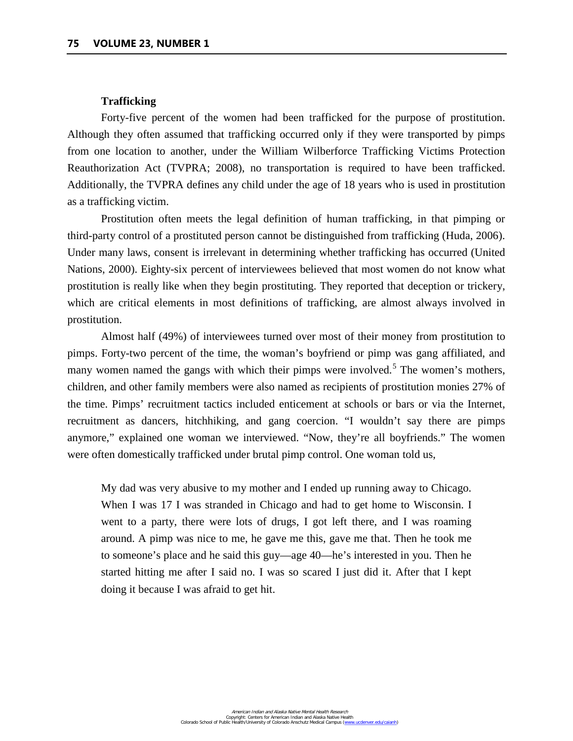### Trafficking

Forty-five percent of the women had been trafficked for the purpose of prostitution. Although they often assumed that trafficking occurred only if they were transported by pimps from one location to another, under the William Wilberforce Trafficking Victims Protection Reauthorization Act (TVPRA; 2008), no transportation is required to have been trafficked. Additionally, the TVPRA defines any child under the age of 18 years who is used in prostitution as a trafficking victim.

Prostitution often meets the legal definition of human trafficking, in that pimping or third-party control of a prostituted person cannot be distinguished from trafficking (Huda, 2006). Under many laws, consent is irrelevant in determining whether trafficking has occurred (United Nations, 2000). Eighty-six percent of interviewees believed that most women do not know what prostitution is really like when they begin prostituting. They reported that deception or trickery, which are critical elements in most definitions of trafficking, are almost always involved in prostitution.

Almost half (49%) of interviewees turned over most of their money from prostitution to pimps. Forty-two percent of the time, the woman's boyfriend or pimp was gang affiliated, and many women named the gangs with which their pimps were involved.[5] The women's mothers, children, and other family members were also named as recipients of prostitution monies 27% of the time. Pimps' recruitment tactics included enticement at schools or bars or via the Internet, recruitment as dancers, hitchhiking, and gang coercion. "I wouldn't say there are pimps anymore," explained one woman we interviewed. "Now, they're all boyfriends." The women were often domestically trafficked under brutal pimp control. One woman told us,

> My dad was very abusive to my mother and I ended up running away to Chicago. When I was 17 I was stranded in Chicago and had to get home to Wisconsin. I went to a party, there were lots of drugs, I got left there, and I was roaming around. A pimp was nice to me, he gave me this, gave me that. Then he took me to someone's place and he said this guy—age 40—he's interested in you. Then he started hitting me after I said no. I was so scared I just did it. After that I kept doing it because I was afraid to get hit.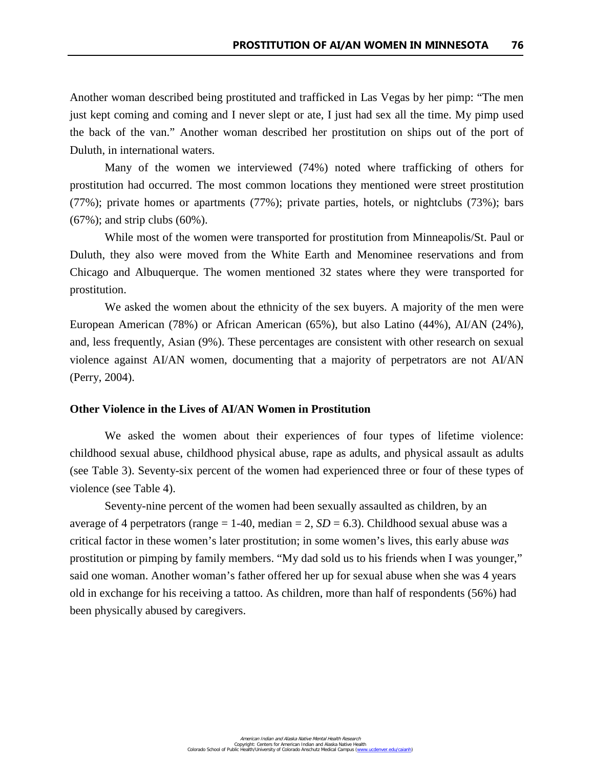Another woman described being prostituted and trafficked in Las Vegas by her pimp: "The men just kept coming and coming and I never slept or ate, I just had sex all the time. My pimp used the back of the van." Another woman described her prostitution on ships out of the port of Duluth, in international waters.

Many of the women we interviewed (74%) noted where trafficking of others for prostitution had occurred. The most common locations they mentioned were street prostitution (77%); private homes or apartments (77%); private parties, hotels, or nightclubs (73%); bars (67%); and strip clubs (60%).

While most of the women were transported for prostitution from Minneapolis/St. Paul or Duluth, they also were moved from the White Earth and Menominee reservations and from Chicago and Albuquerque. The women mentioned 32 states where they were transported for prostitution.

We asked the women about the ethnicity of the sex buyers. A majority of the men were European American (78%) or African American (65%), but also Latino (44%), AI/AN (24%), and, less frequently, Asian (9%). These percentages are consistent with other research on sexual violence against AI/AN women, documenting that a majority of perpetrators are not AI/AN (Perry, 2004).

### Other Violence in the Lives of AI/AN Women in Prostitution

We asked the women about their experiences of four types of lifetime violence: childhood sexual abuse, childhood physical abuse, rape as adults, and physical assault as adults (see Table 3). Seventy-six percent of the women had experienced three or four of these types of violence (see Table 4).

Seventy-nine percent of the women had been sexually assaulted as children, by an average of 4 perpetrators (range = 1-40, median = 2, $SD$ = 6.3). Childhood sexual abuse was a critical factor in these women's later prostitution; in some women's lives, this early abuse *was* prostitution or pimping by family members. "My dad sold us to his friends when I was younger," said one woman. Another woman's father offered her up for sexual abuse when she was 4 years old in exchange for his receiving a tattoo. As children, more than half of respondents (56%) had been physically abused by caregivers.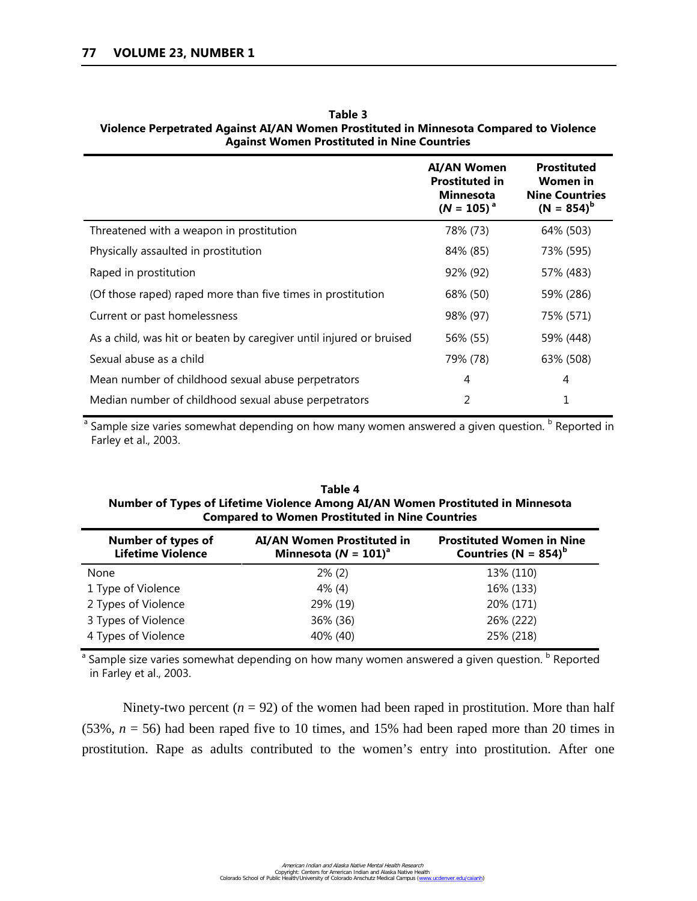**Table 3**
**Violence Perpetrated Against AI/AN Women Prostituted in Minnesota Compared to Violence Against Women Prostituted in Nine Countries**

| | AI/AN Women Prostituted in Minnesota (*N* = 105) [a] | Prostituted Women in Nine Countries (N = 854) [b] |
|---|---|---|
| Threatened with a weapon in prostitution | 78% (73) | 64% (503) |
| Physically assaulted in prostitution | 84% (85) | 73% (595) |
| Raped in prostitution | 92% (92) | 57% (483) |
| (Of those raped) raped more than five times in prostitution | 68% (50) | 59% (286) |
| Current or past homelessness | 98% (97) | 75% (571) |
| As a child, was hit or beaten by caregiver until injured or bruised | 56% (55) | 59% (448) |
| Sexual abuse as a child | 79% (78) | 63% (508) |
| Mean number of childhood sexual abuse perpetrators | 4 | 4 |
| Median number of childhood sexual abuse perpetrators | 2 | 1 |

[a] Sample size varies somewhat depending on how many women answered a given question. [b] Reported in Farley et al., 2003.

**Table 4**
**Number of Types of Lifetime Violence Among AI/AN Women Prostituted in Minnesota Compared to Women Prostituted in Nine Countries**

| Number of types of Lifetime Violence | AI/AN Women Prostituted in Minnesota (*N* = 101) [a] | Prostituted Women in Nine Countries (N = 854) [b] |
|---|---|---|
| None | 2% (2) | 13% (110) |
| 1 Type of Violence | 4% (4) | 16% (133) |
| 2 Types of Violence | 29% (19) | 20% (171) |
| 3 Types of Violence | 36% (36) | 26% (222) |
| 4 Types of Violence | 40% (40) | 25% (218) |

[a] Sample size varies somewhat depending on how many women answered a given question. [b] Reported in Farley et al., 2003.

Ninety-two percent ($n = 92$) of the women had been raped in prostitution. More than half (53%, $n = 56$) had been raped five to 10 times, and 15% had been raped more than 20 times in prostitution. Rape as adults contributed to the women's entry into prostitution. After one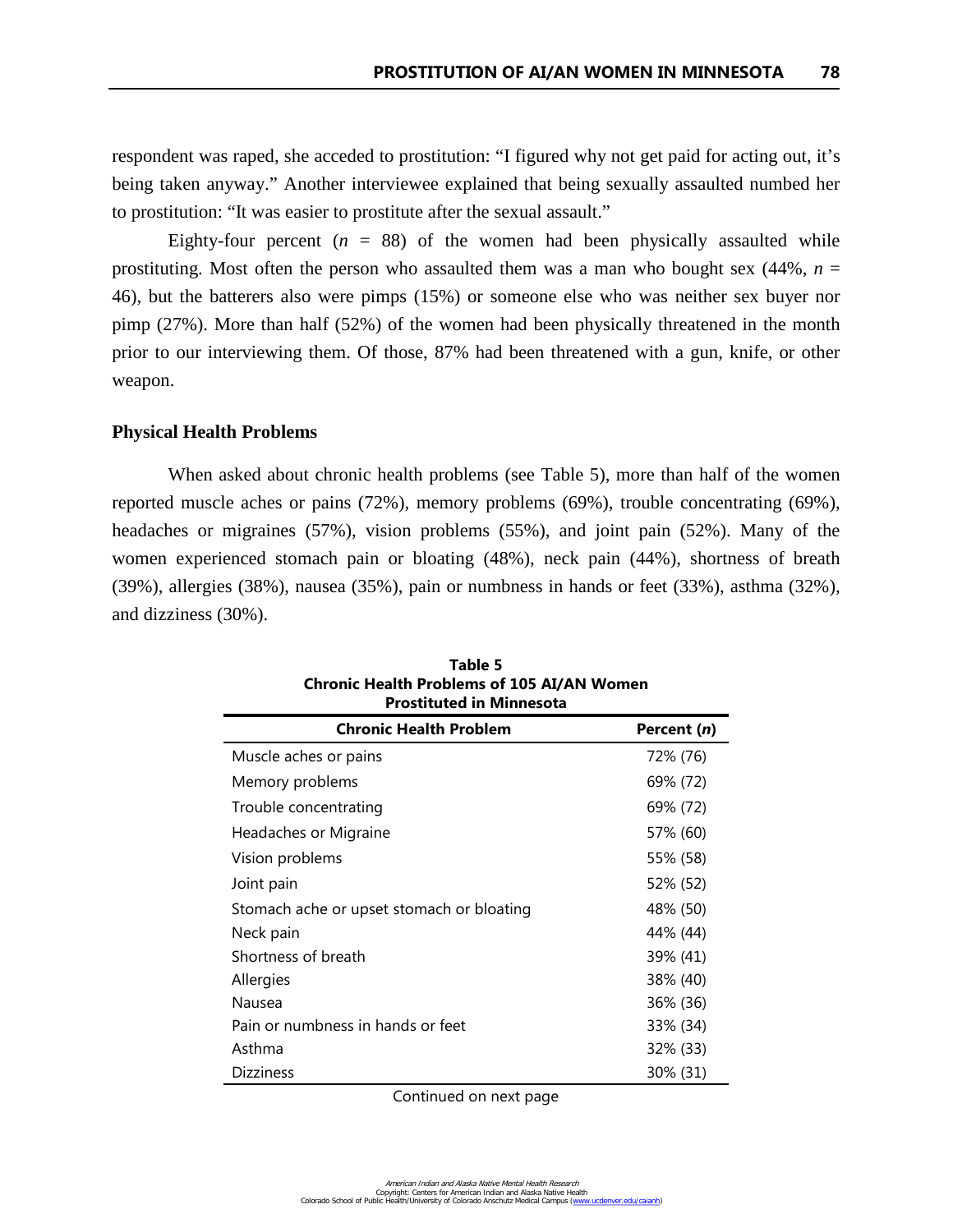respondent was raped, she acceded to prostitution: "I figured why not get paid for acting out, it's being taken anyway." Another interviewee explained that being sexually assaulted numbed her to prostitution: "It was easier to prostitute after the sexual assault."

Eighty-four percent ($n$ = 88) of the women had been physically assaulted while prostituting. Most often the person who assaulted them was a man who bought sex (44%, $n$ = 46), but the batterers also were pimps (15%) or someone else who was neither sex buyer nor pimp (27%). More than half (52%) of the women had been physically threatened in the month prior to our interviewing them. Of those, 87% had been threatened with a gun, knife, or other weapon.

### Physical Health Problems

When asked about chronic health problems (see Table 5), more than half of the women reported muscle aches or pains (72%), memory problems (69%), trouble concentrating (69%), headaches or migraines (57%), vision problems (55%), and joint pain (52%). Many of the women experienced stomach pain or bloating (48%), neck pain (44%), shortness of breath (39%), allergies (38%), nausea (35%), pain or numbness in hands or feet (33%), asthma (32%), and dizziness (30%).

**Table 5**
**Chronic Health Problems of 105 AI/AN Women Prostituted in Minnesota**

| Chronic Health Problem | Percent ($n$) |
|---|---|
| Muscle aches or pains | 72% (76) |
| Memory problems | 69% (72) |
| Trouble concentrating | 69% (72) |
| Headaches or Migraine | 57% (60) |
| Vision problems | 55% (58) |
| Joint pain | 52% (52) |
| Stomach ache or upset stomach or bloating | 48% (50) |
| Neck pain | 44% (44) |
| Shortness of breath | 39% (41) |
| Allergies | 38% (40) |
| Nausea | 36% (36) |
| Pain or numbness in hands or feet | 33% (34) |
| Asthma | 32% (33) |
| Dizziness | 30% (31) |

Continued on next page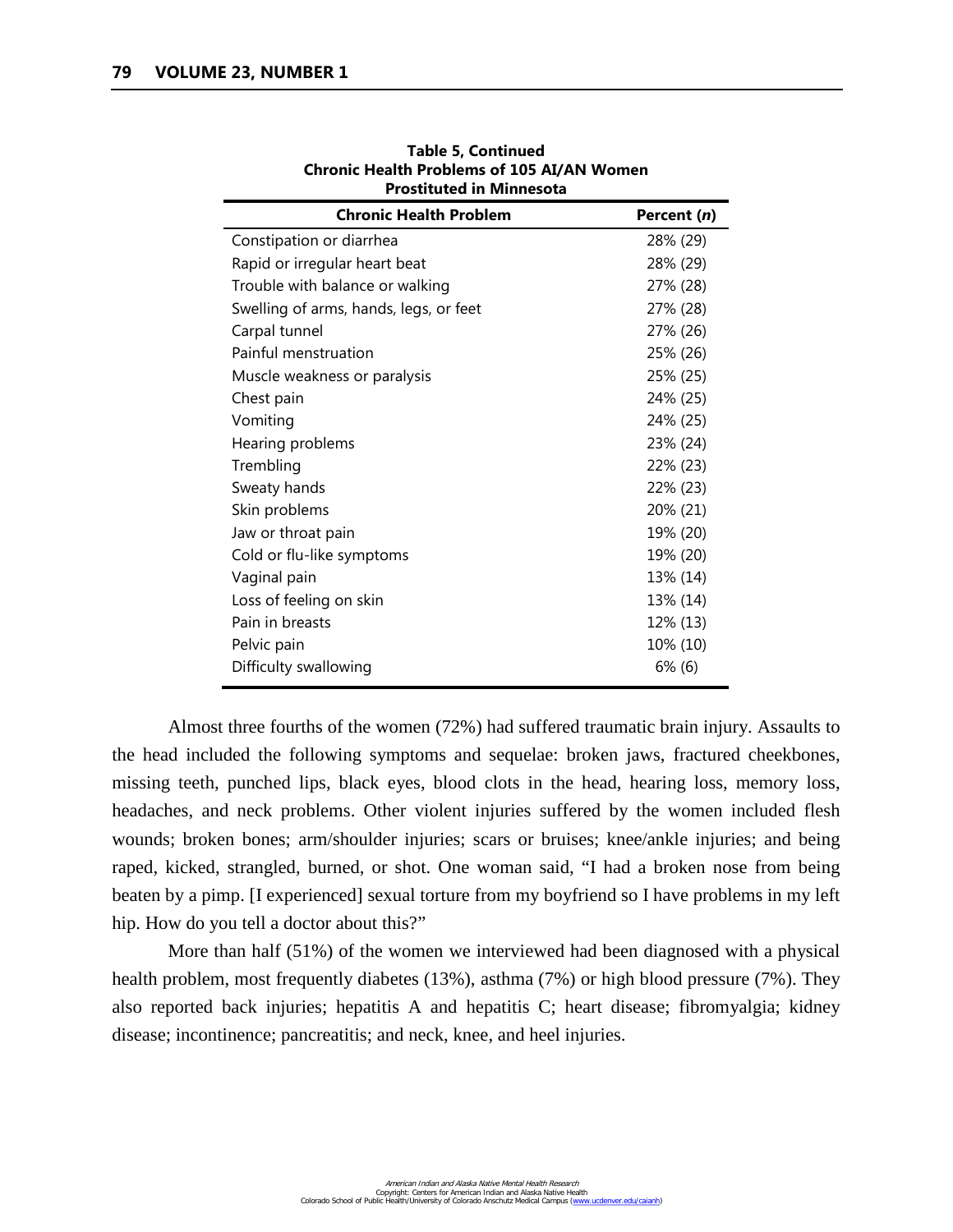**Table 5, Continued**
**Chronic Health Problems of 105 AI/AN Women Prostituted in Minnesota**

| Chronic Health Problem | Percent (*n*) |
|---|---|
| Constipation or diarrhea | 28% (29) |
| Rapid or irregular heart beat | 28% (29) |
| Trouble with balance or walking | 27% (28) |
| Swelling of arms, hands, legs, or feet | 27% (28) |
| Carpal tunnel | 27% (26) |
| Painful menstruation | 25% (26) |
| Muscle weakness or paralysis | 25% (25) |
| Chest pain | 24% (25) |
| Vomiting | 24% (25) |
| Hearing problems | 23% (24) |
| Trembling | 22% (23) |
| Sweaty hands | 22% (23) |
| Skin problems | 20% (21) |
| Jaw or throat pain | 19% (20) |
| Cold or flu-like symptoms | 19% (20) |
| Vaginal pain | 13% (14) |
| Loss of feeling on skin | 13% (14) |
| Pain in breasts | 12% (13) |
| Pelvic pain | 10% (10) |
| Difficulty swallowing | 6% (6) |

Almost three fourths of the women (72%) had suffered traumatic brain injury. Assaults to the head included the following symptoms and sequelae: broken jaws, fractured cheekbones, missing teeth, punched lips, black eyes, blood clots in the head, hearing loss, memory loss, headaches, and neck problems. Other violent injuries suffered by the women included flesh wounds; broken bones; arm/shoulder injuries; scars or bruises; knee/ankle injuries; and being raped, kicked, strangled, burned, or shot. One woman said, "I had a broken nose from being beaten by a pimp. [I experienced] sexual torture from my boyfriend so I have problems in my left hip. How do you tell a doctor about this?"

More than half (51%) of the women we interviewed had been diagnosed with a physical health problem, most frequently diabetes (13%), asthma (7%) or high blood pressure (7%). They also reported back injuries; hepatitis A and hepatitis C; heart disease; fibromyalgia; kidney disease; incontinence; pancreatitis; and neck, knee, and heel injuries.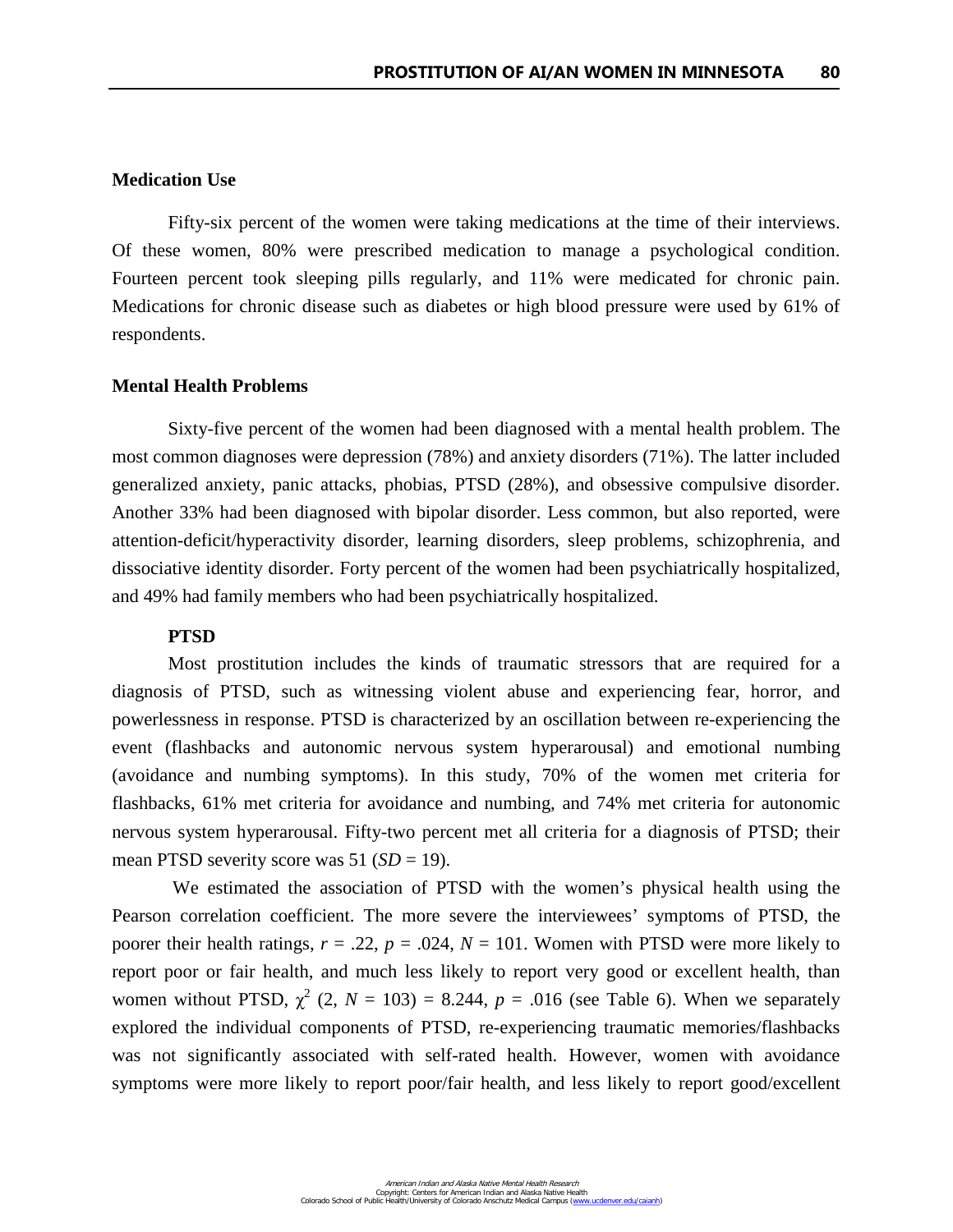## Medication Use

Fifty-six percent of the women were taking medications at the time of their interviews. Of these women, 80% were prescribed medication to manage a psychological condition. Fourteen percent took sleeping pills regularly, and 11% were medicated for chronic pain. Medications for chronic disease such as diabetes or high blood pressure were used by 61% of respondents.

## Mental Health Problems

Sixty-five percent of the women had been diagnosed with a mental health problem. The most common diagnoses were depression (78%) and anxiety disorders (71%). The latter included generalized anxiety, panic attacks, phobias, PTSD (28%), and obsessive compulsive disorder. Another 33% had been diagnosed with bipolar disorder. Less common, but also reported, were attention-deficit/hyperactivity disorder, learning disorders, sleep problems, schizophrenia, and dissociative identity disorder. Forty percent of the women had been psychiatrically hospitalized, and 49% had family members who had been psychiatrically hospitalized.

### PTSD

Most prostitution includes the kinds of traumatic stressors that are required for a diagnosis of PTSD, such as witnessing violent abuse and experiencing fear, horror, and powerlessness in response. PTSD is characterized by an oscillation between re-experiencing the event (flashbacks and autonomic nervous system hyperarousal) and emotional numbing (avoidance and numbing symptoms). In this study, 70% of the women met criteria for flashbacks, 61% met criteria for avoidance and numbing, and 74% met criteria for autonomic nervous system hyperarousal. Fifty-two percent met all criteria for a diagnosis of PTSD; their mean PTSD severity score was 51 ($SD$ = 19).

We estimated the association of PTSD with the women's physical health using the Pearson correlation coefficient. The more severe the interviewees' symptoms of PTSD, the poorer their health ratings, $r = .22$, $p = .024$, $N = 101$. Women with PTSD were more likely to report poor or fair health, and much less likely to report very good or excellent health, than women without PTSD, $\chi^2$ (2, $N = 103$) = 8.244, $p = .016$ (see Table 6). When we separately explored the individual components of PTSD, re-experiencing traumatic memories/flashbacks was not significantly associated with self-rated health. However, women with avoidance symptoms were more likely to report poor/fair health, and less likely to report good/excellent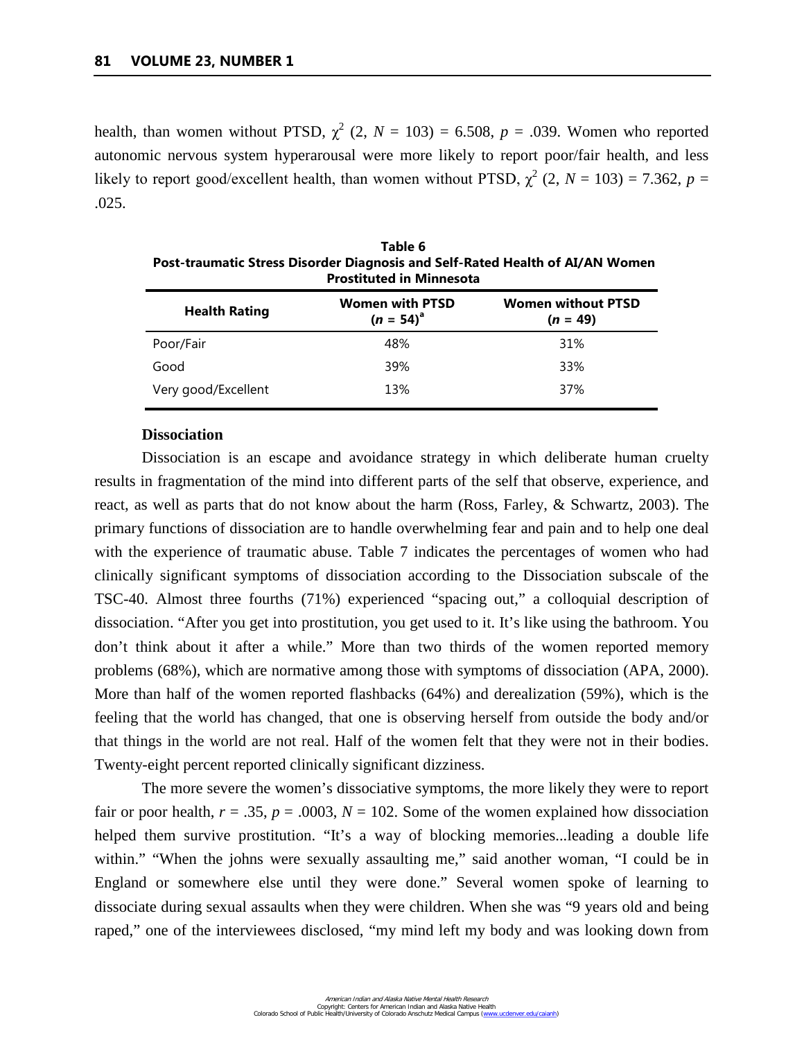health, than women without PTSD, $\chi^2$ (2, $N$ = 103) = 6.508, $p$ = .039. Women who reported autonomic nervous system hyperarousal were more likely to report poor/fair health, and less likely to report good/excellent health, than women without PTSD, $\chi^2$ (2, $N$ = 103) = 7.362, $p$ = .025.

**Table 6**
**Post-traumatic Stress Disorder Diagnosis and Self-Rated Health of AI/AN Women Prostituted in Minnesota**

| Health Rating | Women with PTSD ($n$ = 54)[a] | Women without PTSD ($n$ = 49) |
|---|---|---|
| Poor/Fair | 48% | 31% |
| Good | 39% | 33% |
| Very good/Excellent | 13% | 37% |

### Dissociation

Dissociation is an escape and avoidance strategy in which deliberate human cruelty results in fragmentation of the mind into different parts of the self that observe, experience, and react, as well as parts that do not know about the harm (Ross, Farley, & Schwartz, 2003). The primary functions of dissociation are to handle overwhelming fear and pain and to help one deal with the experience of traumatic abuse. Table 7 indicates the percentages of women who had clinically significant symptoms of dissociation according to the Dissociation subscale of the TSC-40. Almost three fourths (71%) experienced "spacing out," a colloquial description of dissociation. "After you get into prostitution, you get used to it. It's like using the bathroom. You don't think about it after a while." More than two thirds of the women reported memory problems (68%), which are normative among those with symptoms of dissociation (APA, 2000). More than half of the women reported flashbacks (64%) and derealization (59%), which is the feeling that the world has changed, that one is observing herself from outside the body and/or that things in the world are not real. Half of the women felt that they were not in their bodies. Twenty-eight percent reported clinically significant dizziness.

The more severe the women's dissociative symptoms, the more likely they were to report fair or poor health, $r$ = .35, $p$ = .0003, $N$ = 102. Some of the women explained how dissociation helped them survive prostitution. "It's a way of blocking memories...leading a double life within." "When the johns were sexually assaulting me," said another woman, "I could be in England or somewhere else until they were done." Several women spoke of learning to dissociate during sexual assaults when they were children. When she was "9 years old and being raped," one of the interviewees disclosed, "my mind left my body and was looking down from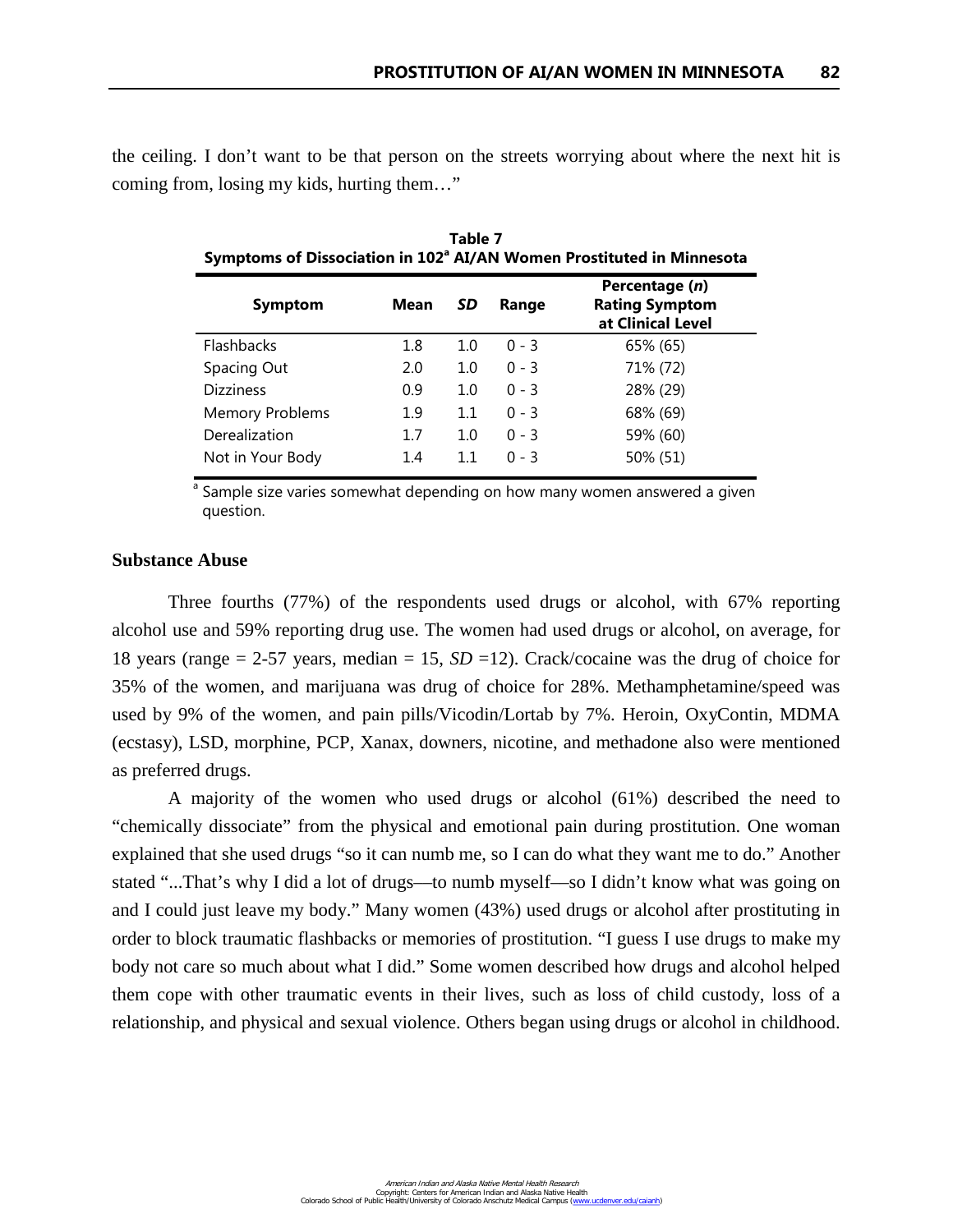the ceiling. I don't want to be that person on the streets worrying about where the next hit is coming from, losing my kids, hurting them…"

**Table 7**
**Symptoms of Dissociation in 102[a] AI/AN Women Prostituted in Minnesota**

| Symptom | Mean | *SD* | Range | Percentage (*n*) Rating Symptom at Clinical Level |
|---|---|---|---|---|
| Flashbacks | 1.8 | 1.0 | 0 - 3 | 65% (65) |
| Spacing Out | 2.0 | 1.0 | 0 - 3 | 71% (72) |
| Dizziness | 0.9 | 1.0 | 0 - 3 | 28% (29) |
| Memory Problems | 1.9 | 1.1 | 0 - 3 | 68% (69) |
| Derealization | 1.7 | 1.0 | 0 - 3 | 59% (60) |
| Not in Your Body | 1.4 | 1.1 | 0 - 3 | 50% (51) |

[a] Sample size varies somewhat depending on how many women answered a given question.

### Substance Abuse

Three fourths (77%) of the respondents used drugs or alcohol, with 67% reporting alcohol use and 59% reporting drug use. The women had used drugs or alcohol, on average, for 18 years (range = 2-57 years, median = 15, *SD* =12). Crack/cocaine was the drug of choice for 35% of the women, and marijuana was drug of choice for 28%. Methamphetamine/speed was used by 9% of the women, and pain pills/Vicodin/Lortab by 7%. Heroin, OxyContin, MDMA (ecstasy), LSD, morphine, PCP, Xanax, downers, nicotine, and methadone also were mentioned as preferred drugs.

A majority of the women who used drugs or alcohol (61%) described the need to "chemically dissociate" from the physical and emotional pain during prostitution. One woman explained that she used drugs "so it can numb me, so I can do what they want me to do." Another stated "...That's why I did a lot of drugs—to numb myself—so I didn't know what was going on and I could just leave my body." Many women (43%) used drugs or alcohol after prostituting in order to block traumatic flashbacks or memories of prostitution. "I guess I use drugs to make my body not care so much about what I did." Some women described how drugs and alcohol helped them cope with other traumatic events in their lives, such as loss of child custody, loss of a relationship, and physical and sexual violence. Others began using drugs or alcohol in childhood.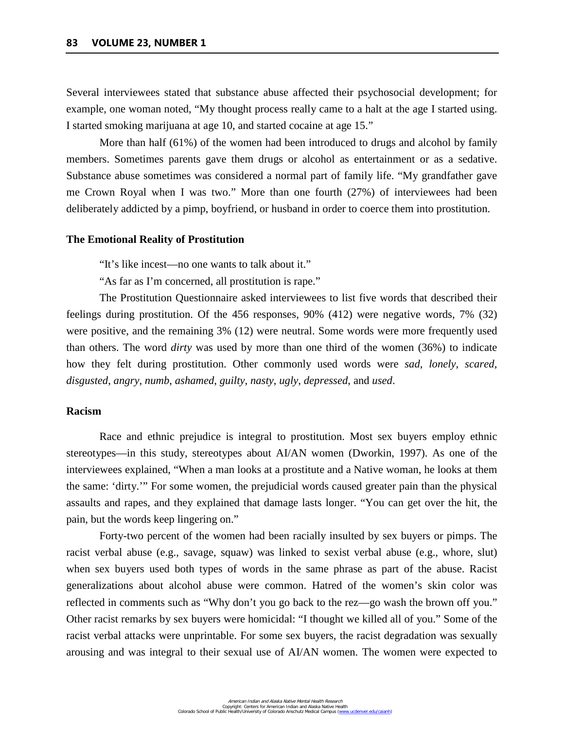Several interviewees stated that substance abuse affected their psychosocial development; for example, one woman noted, "My thought process really came to a halt at the age I started using. I started smoking marijuana at age 10, and started cocaine at age 15."

More than half (61%) of the women had been introduced to drugs and alcohol by family members. Sometimes parents gave them drugs or alcohol as entertainment or as a sedative. Substance abuse sometimes was considered a normal part of family life. "My grandfather gave me Crown Royal when I was two." More than one fourth (27%) of interviewees had been deliberately addicted by a pimp, boyfriend, or husband in order to coerce them into prostitution.

### The Emotional Reality of Prostitution

"It's like incest—no one wants to talk about it."

"As far as I'm concerned, all prostitution is rape."

The Prostitution Questionnaire asked interviewees to list five words that described their feelings during prostitution. Of the 456 responses, 90% (412) were negative words, 7% (32) were positive, and the remaining 3% (12) were neutral. Some words were more frequently used than others. The word *dirty* was used by more than one third of the women (36%) to indicate how they felt during prostitution. Other commonly used words were *sad*, *lonely*, *scared*, *disgusted*, *angry*, *numb*, *ashamed*, *guilty*, *nasty*, *ugly*, *depressed*, and *used*.

### Racism

Race and ethnic prejudice is integral to prostitution. Most sex buyers employ ethnic stereotypes—in this study, stereotypes about AI/AN women (Dworkin, 1997). As one of the interviewees explained, "When a man looks at a prostitute and a Native woman, he looks at them the same: 'dirty.'" For some women, the prejudicial words caused greater pain than the physical assaults and rapes, and they explained that damage lasts longer. "You can get over the hit, the pain, but the words keep lingering on."

Forty-two percent of the women had been racially insulted by sex buyers or pimps. The racist verbal abuse (e.g., savage, squaw) was linked to sexist verbal abuse (e.g., whore, slut) when sex buyers used both types of words in the same phrase as part of the abuse. Racist generalizations about alcohol abuse were common. Hatred of the women's skin color was reflected in comments such as "Why don't you go back to the rez—go wash the brown off you." Other racist remarks by sex buyers were homicidal: "I thought we killed all of you." Some of the racist verbal attacks were unprintable. For some sex buyers, the racist degradation was sexually arousing and was integral to their sexual use of AI/AN women. The women were expected to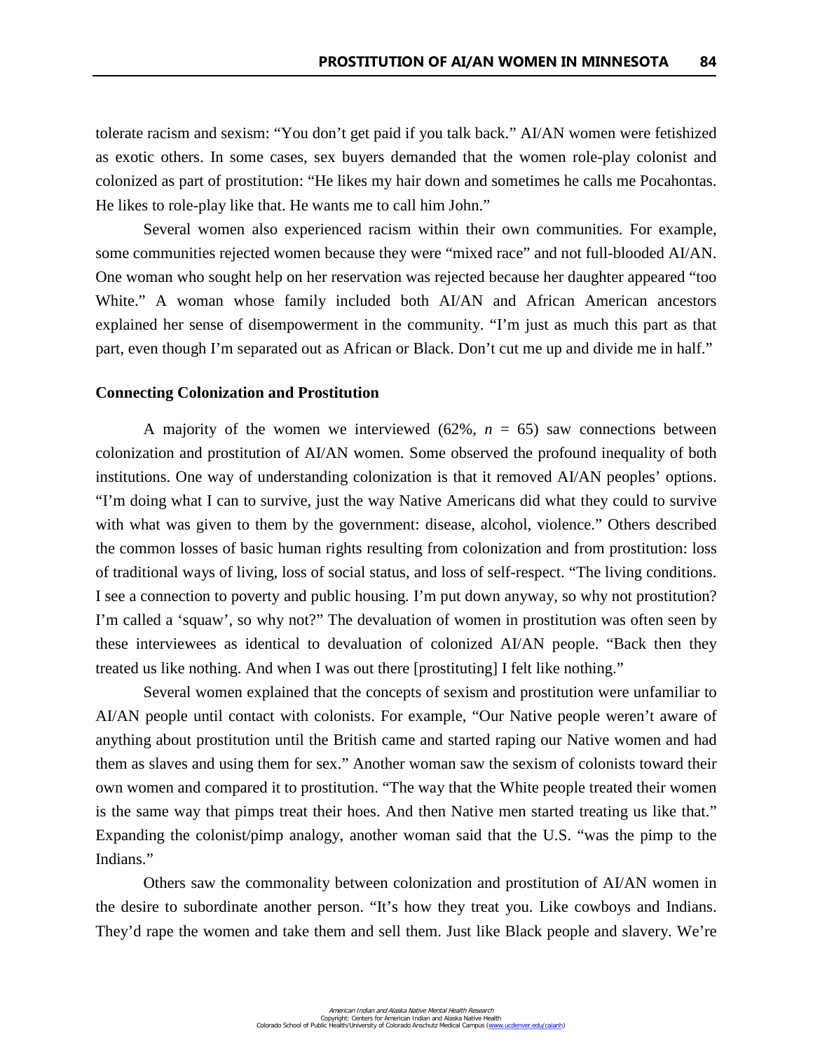tolerate racism and sexism: "You don't get paid if you talk back." AI/AN women were fetishized as exotic others. In some cases, sex buyers demanded that the women role-play colonist and colonized as part of prostitution: "He likes my hair down and sometimes he calls me Pocahontas. He likes to role-play like that. He wants me to call him John."

Several women also experienced racism within their own communities. For example, some communities rejected women because they were "mixed race" and not full-blooded AI/AN. One woman who sought help on her reservation was rejected because her daughter appeared "too White." A woman whose family included both AI/AN and African American ancestors explained her sense of disempowerment in the community. "I'm just as much this part as that part, even though I'm separated out as African or Black. Don't cut me up and divide me in half."

### Connecting Colonization and Prostitution

A majority of the women we interviewed (62%, $n$ = 65) saw connections between colonization and prostitution of AI/AN women. Some observed the profound inequality of both institutions. One way of understanding colonization is that it removed AI/AN peoples' options. "I'm doing what I can to survive, just the way Native Americans did what they could to survive with what was given to them by the government: disease, alcohol, violence." Others described the common losses of basic human rights resulting from colonization and from prostitution: loss of traditional ways of living, loss of social status, and loss of self-respect. "The living conditions. I see a connection to poverty and public housing. I'm put down anyway, so why not prostitution? I'm called a 'squaw', so why not?" The devaluation of women in prostitution was often seen by these interviewees as identical to devaluation of colonized AI/AN people. "Back then they treated us like nothing. And when I was out there [prostituting] I felt like nothing."

Several women explained that the concepts of sexism and prostitution were unfamiliar to AI/AN people until contact with colonists. For example, "Our Native people weren't aware of anything about prostitution until the British came and started raping our Native women and had them as slaves and using them for sex." Another woman saw the sexism of colonists toward their own women and compared it to prostitution. "The way that the White people treated their women is the same way that pimps treat their hoes. And then Native men started treating us like that." Expanding the colonist/pimp analogy, another woman said that the U.S. "was the pimp to the Indians."

Others saw the commonality between colonization and prostitution of AI/AN women in the desire to subordinate another person. "It's how they treat you. Like cowboys and Indians. They'd rape the women and take them and sell them. Just like Black people and slavery. We're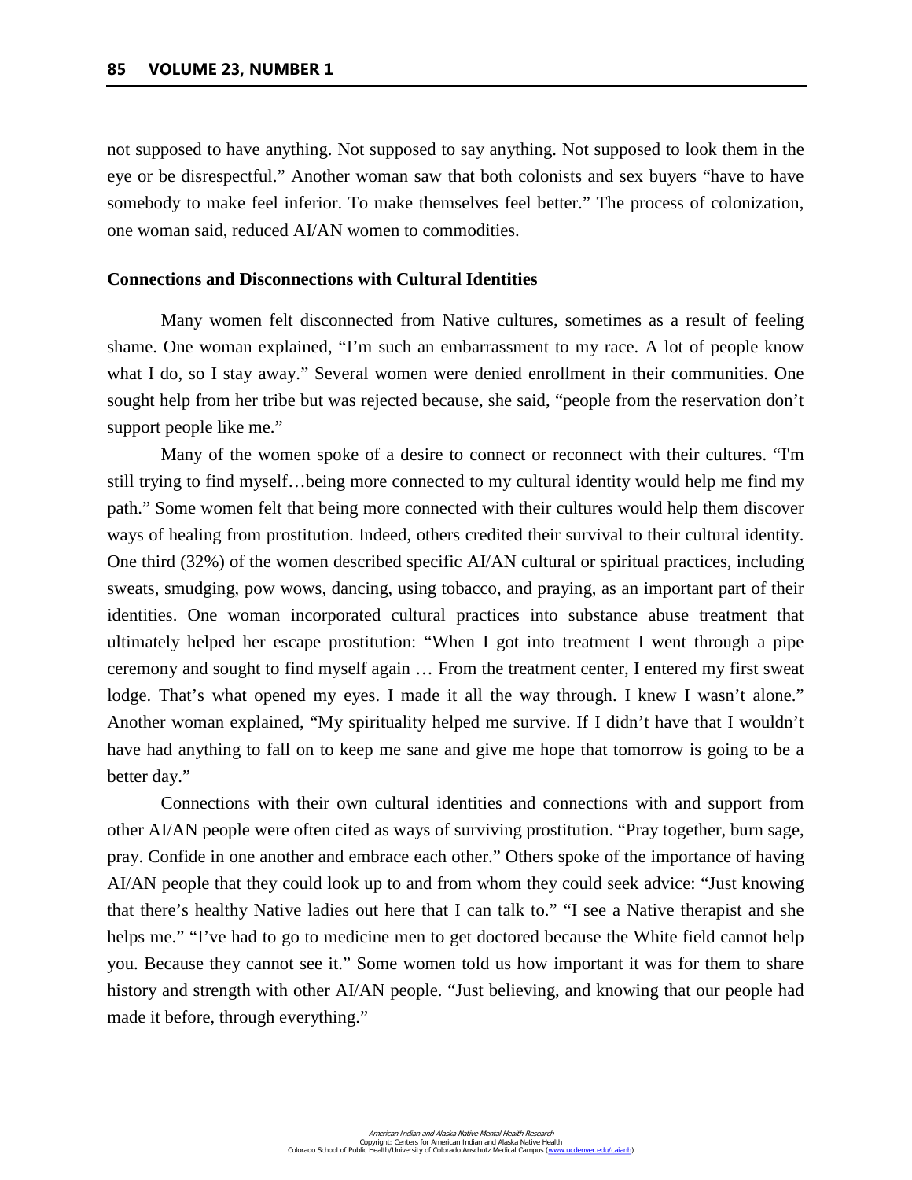not supposed to have anything. Not supposed to say anything. Not supposed to look them in the eye or be disrespectful." Another woman saw that both colonists and sex buyers "have to have somebody to make feel inferior. To make themselves feel better." The process of colonization, one woman said, reduced AI/AN women to commodities.

**Connections and Disconnections with Cultural Identities**

Many women felt disconnected from Native cultures, sometimes as a result of feeling shame. One woman explained, "I'm such an embarrassment to my race. A lot of people know what I do, so I stay away." Several women were denied enrollment in their communities. One sought help from her tribe but was rejected because, she said, "people from the reservation don't support people like me."

Many of the women spoke of a desire to connect or reconnect with their cultures. "I'm still trying to find myself…being more connected to my cultural identity would help me find my path." Some women felt that being more connected with their cultures would help them discover ways of healing from prostitution. Indeed, others credited their survival to their cultural identity. One third (32%) of the women described specific AI/AN cultural or spiritual practices, including sweats, smudging, pow wows, dancing, using tobacco, and praying, as an important part of their identities. One woman incorporated cultural practices into substance abuse treatment that ultimately helped her escape prostitution: "When I got into treatment I went through a pipe ceremony and sought to find myself again … From the treatment center, I entered my first sweat lodge. That's what opened my eyes. I made it all the way through. I knew I wasn't alone." Another woman explained, "My spirituality helped me survive. If I didn't have that I wouldn't have had anything to fall on to keep me sane and give me hope that tomorrow is going to be a better day."

Connections with their own cultural identities and connections with and support from other AI/AN people were often cited as ways of surviving prostitution. "Pray together, burn sage, pray. Confide in one another and embrace each other." Others spoke of the importance of having AI/AN people that they could look up to and from whom they could seek advice: "Just knowing that there's healthy Native ladies out here that I can talk to." "I see a Native therapist and she helps me." "I've had to go to medicine men to get doctored because the White field cannot help you. Because they cannot see it." Some women told us how important it was for them to share history and strength with other AI/AN people. "Just believing, and knowing that our people had made it before, through everything."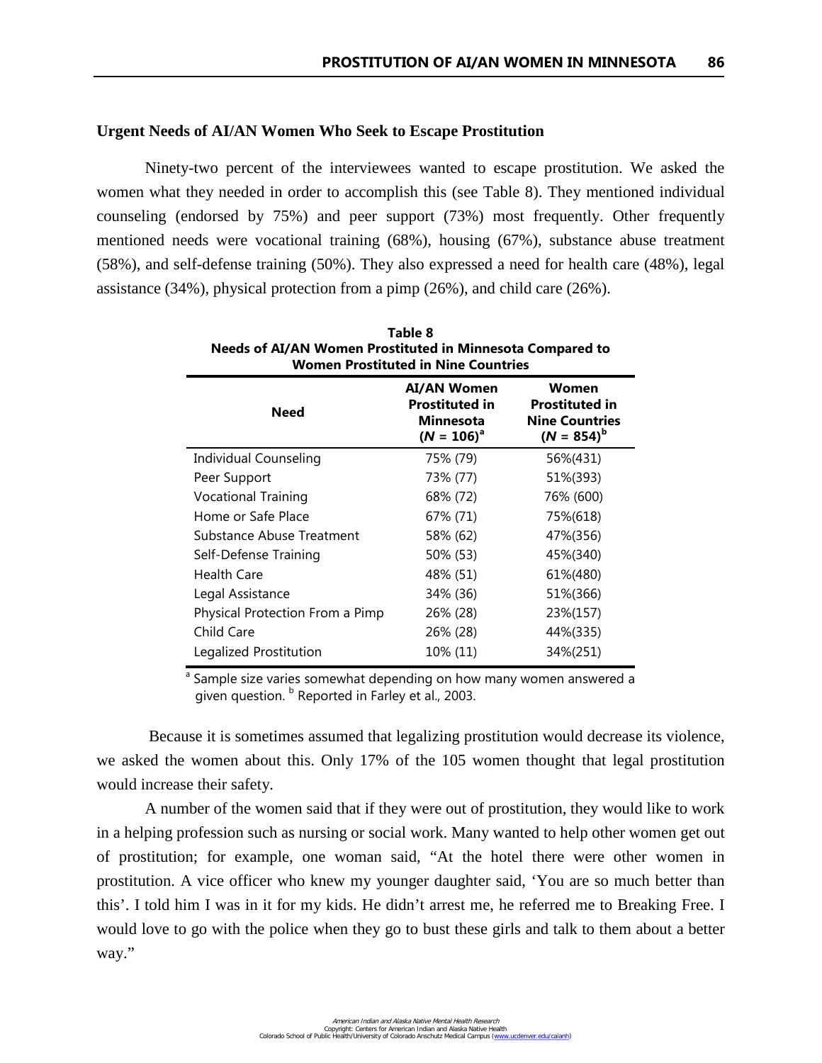### Urgent Needs of AI/AN Women Who Seek to Escape Prostitution

Ninety-two percent of the interviewees wanted to escape prostitution. We asked the women what they needed in order to accomplish this (see Table 8). They mentioned individual counseling (endorsed by 75%) and peer support (73%) most frequently. Other frequently mentioned needs were vocational training (68%), housing (67%), substance abuse treatment (58%), and self-defense training (50%). They also expressed a need for health care (48%), legal assistance (34%), physical protection from a pimp (26%), and child care (26%).

**Table 8**
**Needs of AI/AN Women Prostituted in Minnesota Compared to Women Prostituted in Nine Countries**

| Need | AI/AN Women Prostituted in Minnesota (*N* = 106)[a] | Women Prostituted in Nine Countries (*N* = 854)[b] |
|---|---|---|
| Individual Counseling | 75% (79) | 56%(431) |
| Peer Support | 73% (77) | 51%(393) |
| Vocational Training | 68% (72) | 76% (600) |
| Home or Safe Place | 67% (71) | 75%(618) |
| Substance Abuse Treatment | 58% (62) | 47%(356) |
| Self-Defense Training | 50% (53) | 45%(340) |
| Health Care | 48% (51) | 61%(480) |
| Legal Assistance | 34% (36) | 51%(366) |
| Physical Protection From a Pimp | 26% (28) | 23%(157) |
| Child Care | 26% (28) | 44%(335) |
| Legalized Prostitution | 10% (11) | 34%(251) |

[a] Sample size varies somewhat depending on how many women answered a given question. [b] Reported in Farley et al., 2003.

Because it is sometimes assumed that legalizing prostitution would decrease its violence, we asked the women about this. Only 17% of the 105 women thought that legal prostitution would increase their safety.

A number of the women said that if they were out of prostitution, they would like to work in a helping profession such as nursing or social work. Many wanted to help other women get out of prostitution; for example, one woman said, "At the hotel there were other women in prostitution. A vice officer who knew my younger daughter said, 'You are so much better than this'. I told him I was in it for my kids. He didn't arrest me, he referred me to Breaking Free. I would love to go with the police when they go to bust these girls and talk to them about a better way."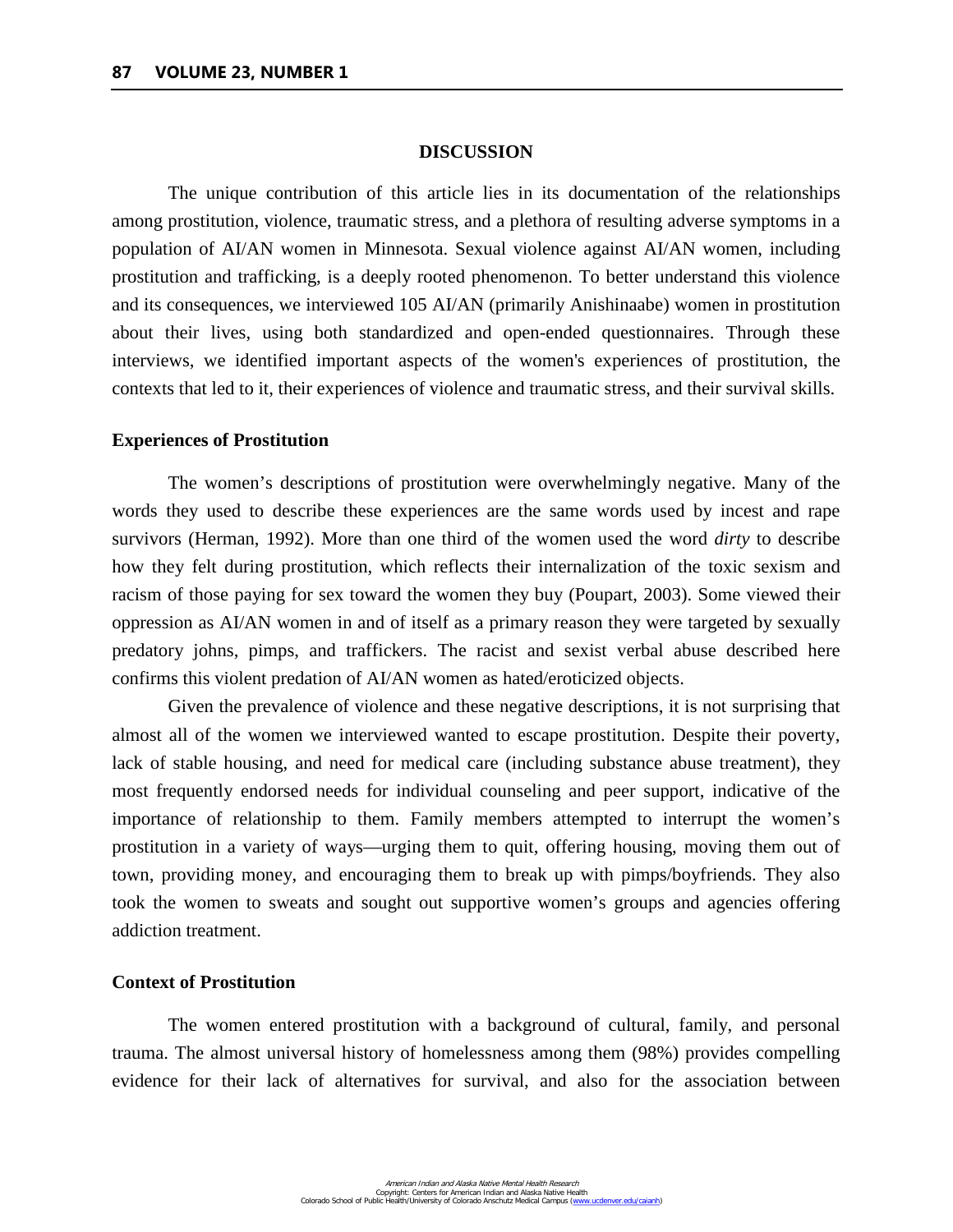## DISCUSSION

The unique contribution of this article lies in its documentation of the relationships among prostitution, violence, traumatic stress, and a plethora of resulting adverse symptoms in a population of AI/AN women in Minnesota. Sexual violence against AI/AN women, including prostitution and trafficking, is a deeply rooted phenomenon. To better understand this violence and its consequences, we interviewed 105 AI/AN (primarily Anishinaabe) women in prostitution about their lives, using both standardized and open-ended questionnaires. Through these interviews, we identified important aspects of the women's experiences of prostitution, the contexts that led to it, their experiences of violence and traumatic stress, and their survival skills.

### Experiences of Prostitution

The women's descriptions of prostitution were overwhelmingly negative. Many of the words they used to describe these experiences are the same words used by incest and rape survivors (Herman, 1992). More than one third of the women used the word *dirty* to describe how they felt during prostitution, which reflects their internalization of the toxic sexism and racism of those paying for sex toward the women they buy (Poupart, 2003). Some viewed their oppression as AI/AN women in and of itself as a primary reason they were targeted by sexually predatory johns, pimps, and traffickers. The racist and sexist verbal abuse described here confirms this violent predation of AI/AN women as hated/eroticized objects.

Given the prevalence of violence and these negative descriptions, it is not surprising that almost all of the women we interviewed wanted to escape prostitution. Despite their poverty, lack of stable housing, and need for medical care (including substance abuse treatment), they most frequently endorsed needs for individual counseling and peer support, indicative of the importance of relationship to them. Family members attempted to interrupt the women's prostitution in a variety of ways—urging them to quit, offering housing, moving them out of town, providing money, and encouraging them to break up with pimps/boyfriends. They also took the women to sweats and sought out supportive women's groups and agencies offering addiction treatment.

### Context of Prostitution

The women entered prostitution with a background of cultural, family, and personal trauma. The almost universal history of homelessness among them (98%) provides compelling evidence for their lack of alternatives for survival, and also for the association between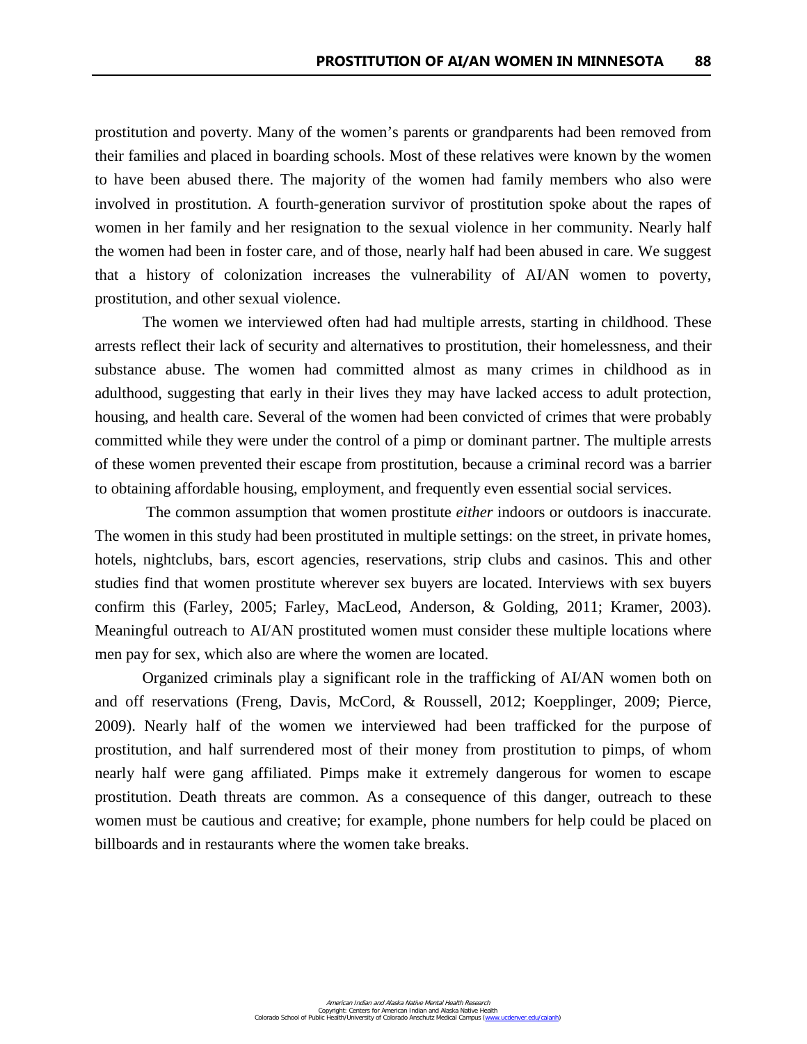prostitution and poverty. Many of the women's parents or grandparents had been removed from their families and placed in boarding schools. Most of these relatives were known by the women to have been abused there. The majority of the women had family members who also were involved in prostitution. A fourth-generation survivor of prostitution spoke about the rapes of women in her family and her resignation to the sexual violence in her community. Nearly half the women had been in foster care, and of those, nearly half had been abused in care. We suggest that a history of colonization increases the vulnerability of AI/AN women to poverty, prostitution, and other sexual violence.

The women we interviewed often had had multiple arrests, starting in childhood. These arrests reflect their lack of security and alternatives to prostitution, their homelessness, and their substance abuse. The women had committed almost as many crimes in childhood as in adulthood, suggesting that early in their lives they may have lacked access to adult protection, housing, and health care. Several of the women had been convicted of crimes that were probably committed while they were under the control of a pimp or dominant partner. The multiple arrests of these women prevented their escape from prostitution, because a criminal record was a barrier to obtaining affordable housing, employment, and frequently even essential social services.

The common assumption that women prostitute *either* indoors or outdoors is inaccurate. The women in this study had been prostituted in multiple settings: on the street, in private homes, hotels, nightclubs, bars, escort agencies, reservations, strip clubs and casinos. This and other studies find that women prostitute wherever sex buyers are located. Interviews with sex buyers confirm this (Farley, 2005; Farley, MacLeod, Anderson, & Golding, 2011; Kramer, 2003). Meaningful outreach to AI/AN prostituted women must consider these multiple locations where men pay for sex, which also are where the women are located.

Organized criminals play a significant role in the trafficking of AI/AN women both on and off reservations (Freng, Davis, McCord, & Roussell, 2012; Koepplinger, 2009; Pierce, 2009). Nearly half of the women we interviewed had been trafficked for the purpose of prostitution, and half surrendered most of their money from prostitution to pimps, of whom nearly half were gang affiliated. Pimps make it extremely dangerous for women to escape prostitution. Death threats are common. As a consequence of this danger, outreach to these women must be cautious and creative; for example, phone numbers for help could be placed on billboards and in restaurants where the women take breaks.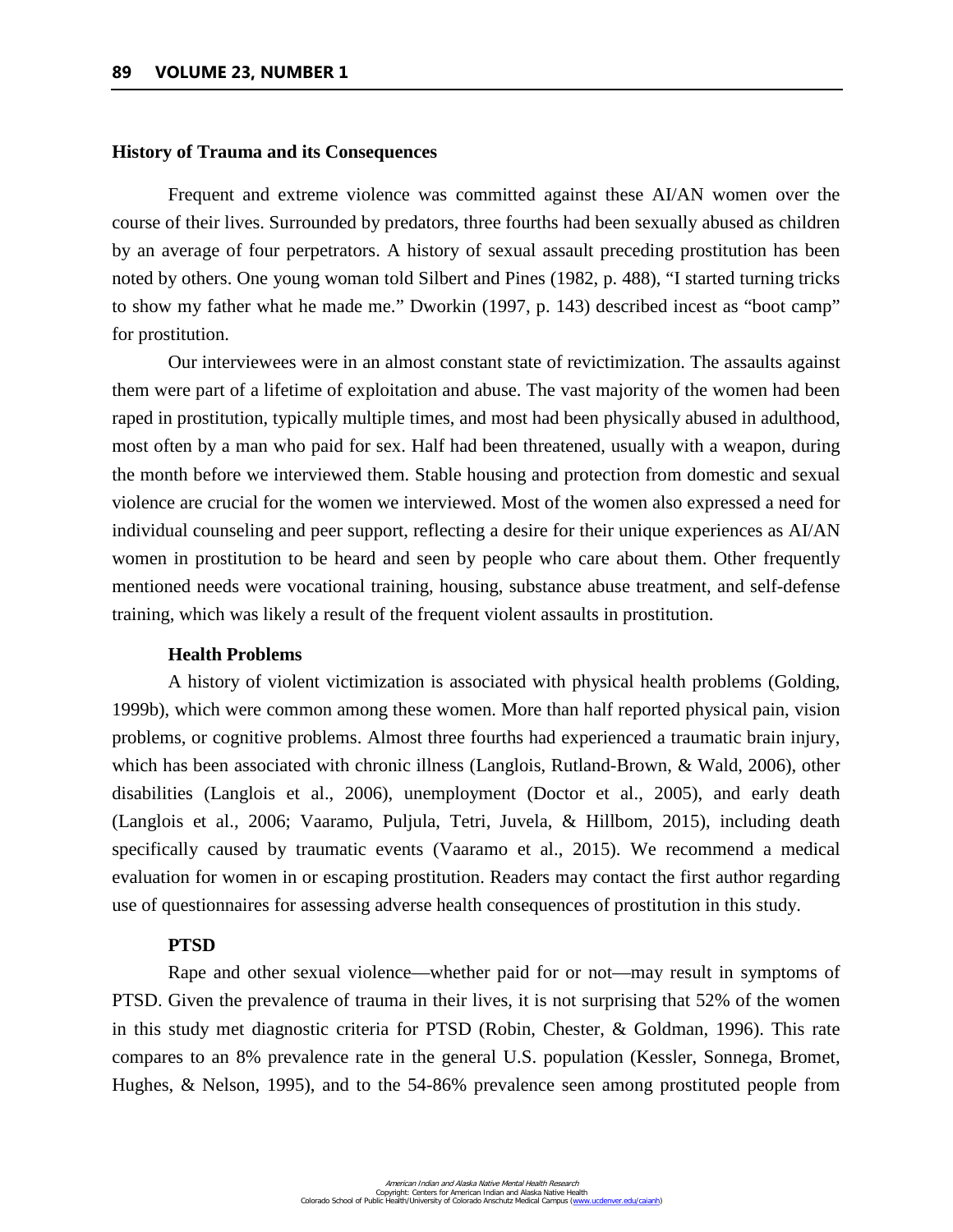### History of Trauma and its Consequences

Frequent and extreme violence was committed against these AI/AN women over the course of their lives. Surrounded by predators, three fourths had been sexually abused as children by an average of four perpetrators. A history of sexual assault preceding prostitution has been noted by others. One young woman told Silbert and Pines (1982, p. 488), "I started turning tricks to show my father what he made me." Dworkin (1997, p. 143) described incest as "boot camp" for prostitution.

Our interviewees were in an almost constant state of revictimization. The assaults against them were part of a lifetime of exploitation and abuse. The vast majority of the women had been raped in prostitution, typically multiple times, and most had been physically abused in adulthood, most often by a man who paid for sex. Half had been threatened, usually with a weapon, during the month before we interviewed them. Stable housing and protection from domestic and sexual violence are crucial for the women we interviewed. Most of the women also expressed a need for individual counseling and peer support, reflecting a desire for their unique experiences as AI/AN women in prostitution to be heard and seen by people who care about them. Other frequently mentioned needs were vocational training, housing, substance abuse treatment, and self-defense training, which was likely a result of the frequent violent assaults in prostitution.

#### Health Problems

A history of violent victimization is associated with physical health problems (Golding, 1999b), which were common among these women. More than half reported physical pain, vision problems, or cognitive problems. Almost three fourths had experienced a traumatic brain injury, which has been associated with chronic illness (Langlois, Rutland-Brown, & Wald, 2006), other disabilities (Langlois et al., 2006), unemployment (Doctor et al., 2005), and early death (Langlois et al., 2006; Vaaramo, Puljula, Tetri, Juvela, & Hillbom, 2015), including death specifically caused by traumatic events (Vaaramo et al., 2015). We recommend a medical evaluation for women in or escaping prostitution. Readers may contact the first author regarding use of questionnaires for assessing adverse health consequences of prostitution in this study.

#### PTSD

Rape and other sexual violence—whether paid for or not—may result in symptoms of PTSD. Given the prevalence of trauma in their lives, it is not surprising that 52% of the women in this study met diagnostic criteria for PTSD (Robin, Chester, & Goldman, 1996). This rate compares to an 8% prevalence rate in the general U.S. population (Kessler, Sonnega, Bromet, Hughes, & Nelson, 1995), and to the 54-86% prevalence seen among prostituted people from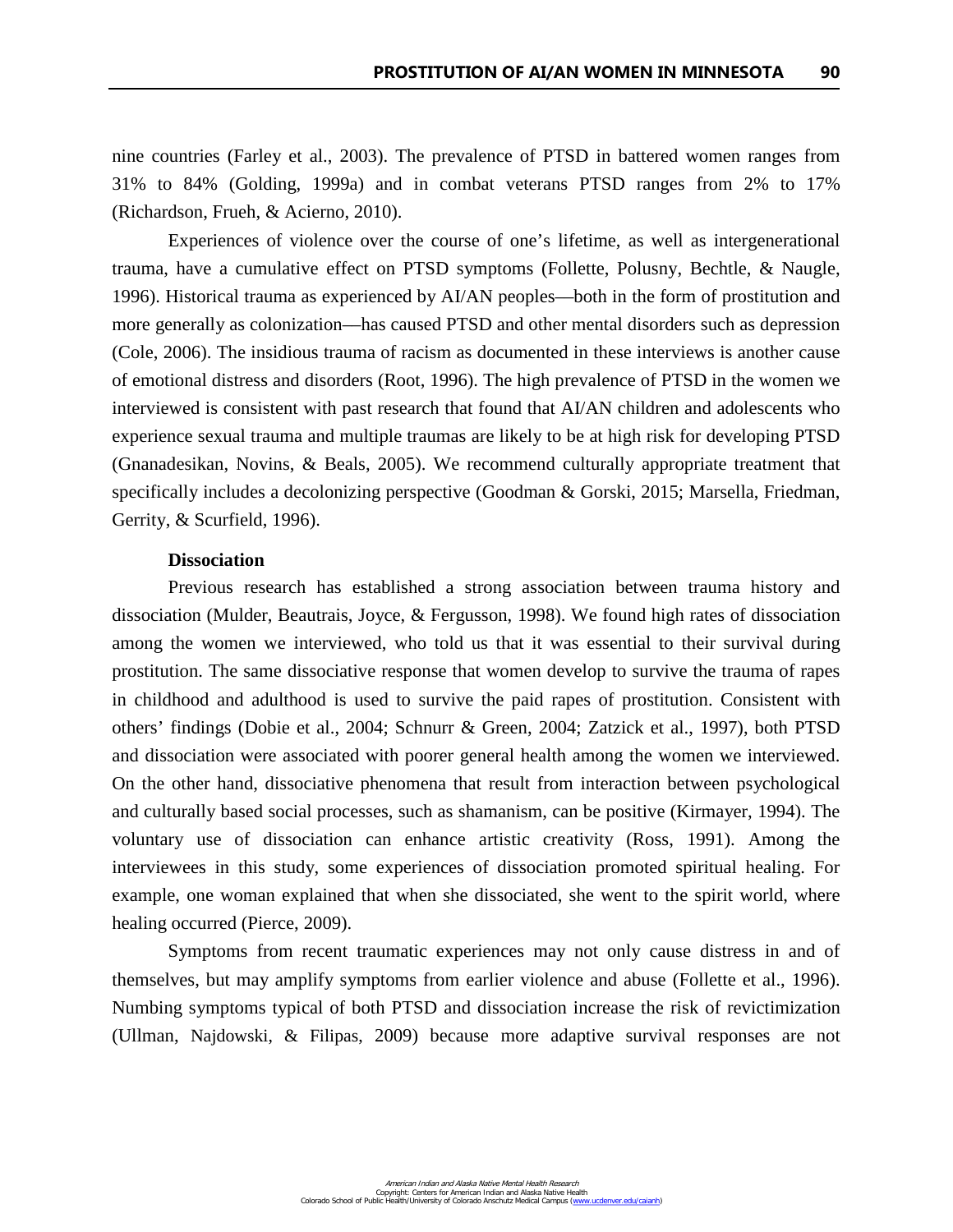nine countries (Farley et al., 2003). The prevalence of PTSD in battered women ranges from 31% to 84% (Golding, 1999a) and in combat veterans PTSD ranges from 2% to 17% (Richardson, Frueh, & Acierno, 2010).

Experiences of violence over the course of one's lifetime, as well as intergenerational trauma, have a cumulative effect on PTSD symptoms (Follette, Polusny, Bechtle, & Naugle, 1996). Historical trauma as experienced by AI/AN peoples—both in the form of prostitution and more generally as colonization—has caused PTSD and other mental disorders such as depression (Cole, 2006). The insidious trauma of racism as documented in these interviews is another cause of emotional distress and disorders (Root, 1996). The high prevalence of PTSD in the women we interviewed is consistent with past research that found that AI/AN children and adolescents who experience sexual trauma and multiple traumas are likely to be at high risk for developing PTSD (Gnanadesikan, Novins, & Beals, 2005). We recommend culturally appropriate treatment that specifically includes a decolonizing perspective (Goodman & Gorski, 2015; Marsella, Friedman, Gerrity, & Scurfield, 1996).

**Dissociation**

Previous research has established a strong association between trauma history and dissociation (Mulder, Beautrais, Joyce, & Fergusson, 1998). We found high rates of dissociation among the women we interviewed, who told us that it was essential to their survival during prostitution. The same dissociative response that women develop to survive the trauma of rapes in childhood and adulthood is used to survive the paid rapes of prostitution. Consistent with others' findings (Dobie et al., 2004; Schnurr & Green, 2004; Zatzick et al., 1997), both PTSD and dissociation were associated with poorer general health among the women we interviewed. On the other hand, dissociative phenomena that result from interaction between psychological and culturally based social processes, such as shamanism, can be positive (Kirmayer, 1994). The voluntary use of dissociation can enhance artistic creativity (Ross, 1991). Among the interviewees in this study, some experiences of dissociation promoted spiritual healing. For example, one woman explained that when she dissociated, she went to the spirit world, where healing occurred (Pierce, 2009).

Symptoms from recent traumatic experiences may not only cause distress in and of themselves, but may amplify symptoms from earlier violence and abuse (Follette et al., 1996). Numbing symptoms typical of both PTSD and dissociation increase the risk of revictimization (Ullman, Najdowski, & Filipas, 2009) because more adaptive survival responses are not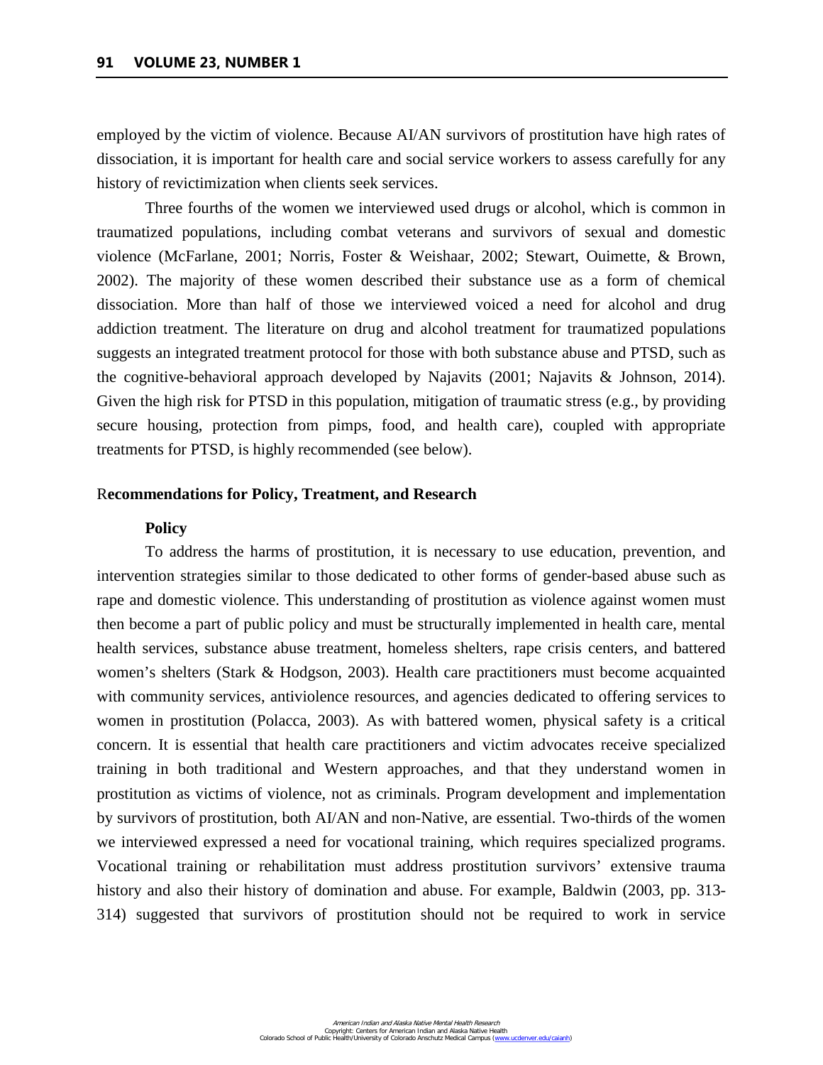employed by the victim of violence. Because AI/AN survivors of prostitution have high rates of dissociation, it is important for health care and social service workers to assess carefully for any history of revictimization when clients seek services.

Three fourths of the women we interviewed used drugs or alcohol, which is common in traumatized populations, including combat veterans and survivors of sexual and domestic violence (McFarlane, 2001; Norris, Foster & Weishaar, 2002; Stewart, Ouimette, & Brown, 2002). The majority of these women described their substance use as a form of chemical dissociation. More than half of those we interviewed voiced a need for alcohol and drug addiction treatment. The literature on drug and alcohol treatment for traumatized populations suggests an integrated treatment protocol for those with both substance abuse and PTSD, such as the cognitive-behavioral approach developed by Najavits (2001; Najavits & Johnson, 2014). Given the high risk for PTSD in this population, mitigation of traumatic stress (e.g., by providing secure housing, protection from pimps, food, and health care), coupled with appropriate treatments for PTSD, is highly recommended (see below).

## Recommendations for Policy, Treatment, and Research

### Policy

To address the harms of prostitution, it is necessary to use education, prevention, and intervention strategies similar to those dedicated to other forms of gender-based abuse such as rape and domestic violence. This understanding of prostitution as violence against women must then become a part of public policy and must be structurally implemented in health care, mental health services, substance abuse treatment, homeless shelters, rape crisis centers, and battered women's shelters (Stark & Hodgson, 2003). Health care practitioners must become acquainted with community services, antiviolence resources, and agencies dedicated to offering services to women in prostitution (Polacca, 2003). As with battered women, physical safety is a critical concern. It is essential that health care practitioners and victim advocates receive specialized training in both traditional and Western approaches, and that they understand women in prostitution as victims of violence, not as criminals. Program development and implementation by survivors of prostitution, both AI/AN and non-Native, are essential. Two-thirds of the women we interviewed expressed a need for vocational training, which requires specialized programs. Vocational training or rehabilitation must address prostitution survivors' extensive trauma history and also their history of domination and abuse. For example, Baldwin (2003, pp. 313-314) suggested that survivors of prostitution should not be required to work in service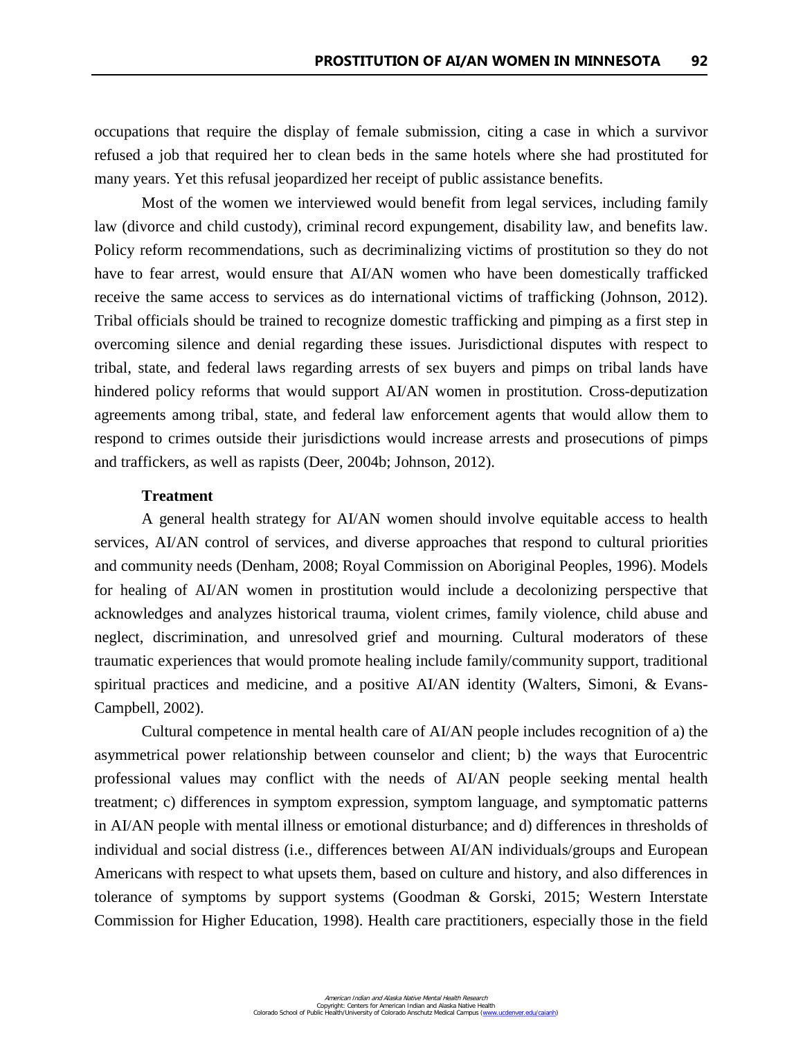occupations that require the display of female submission, citing a case in which a survivor refused a job that required her to clean beds in the same hotels where she had prostituted for many years. Yet this refusal jeopardized her receipt of public assistance benefits.

Most of the women we interviewed would benefit from legal services, including family law (divorce and child custody), criminal record expungement, disability law, and benefits law. Policy reform recommendations, such as decriminalizing victims of prostitution so they do not have to fear arrest, would ensure that AI/AN women who have been domestically trafficked receive the same access to services as do international victims of trafficking (Johnson, 2012). Tribal officials should be trained to recognize domestic trafficking and pimping as a first step in overcoming silence and denial regarding these issues. Jurisdictional disputes with respect to tribal, state, and federal laws regarding arrests of sex buyers and pimps on tribal lands have hindered policy reforms that would support AI/AN women in prostitution. Cross-deputization agreements among tribal, state, and federal law enforcement agents that would allow them to respond to crimes outside their jurisdictions would increase arrests and prosecutions of pimps and traffickers, as well as rapists (Deer, 2004b; Johnson, 2012).

### Treatment

A general health strategy for AI/AN women should involve equitable access to health services, AI/AN control of services, and diverse approaches that respond to cultural priorities and community needs (Denham, 2008; Royal Commission on Aboriginal Peoples, 1996). Models for healing of AI/AN women in prostitution would include a decolonizing perspective that acknowledges and analyzes historical trauma, violent crimes, family violence, child abuse and neglect, discrimination, and unresolved grief and mourning. Cultural moderators of these traumatic experiences that would promote healing include family/community support, traditional spiritual practices and medicine, and a positive AI/AN identity (Walters, Simoni, & Evans-Campbell, 2002).

Cultural competence in mental health care of AI/AN people includes recognition of a) the asymmetrical power relationship between counselor and client; b) the ways that Eurocentric professional values may conflict with the needs of AI/AN people seeking mental health treatment; c) differences in symptom expression, symptom language, and symptomatic patterns in AI/AN people with mental illness or emotional disturbance; and d) differences in thresholds of individual and social distress (i.e., differences between AI/AN individuals/groups and European Americans with respect to what upsets them, based on culture and history, and also differences in tolerance of symptoms by support systems (Goodman & Gorski, 2015; Western Interstate Commission for Higher Education, 1998). Health care practitioners, especially those in the field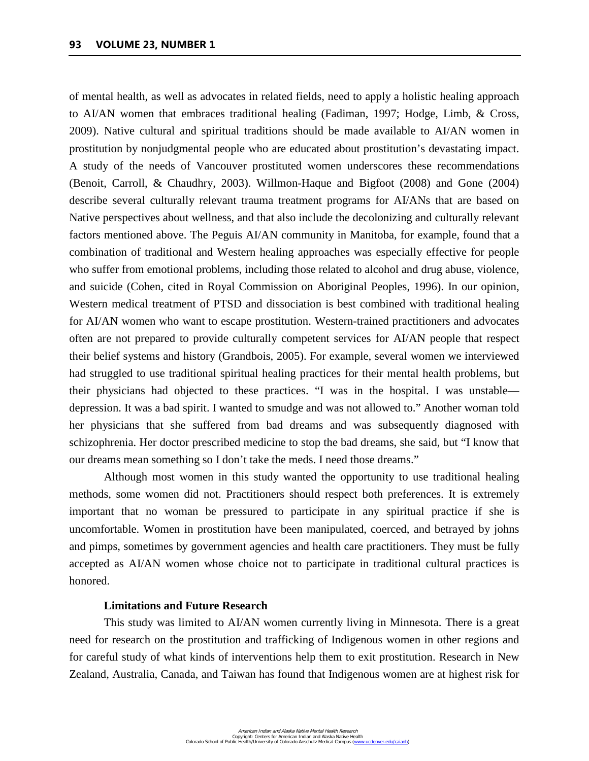of mental health, as well as advocates in related fields, need to apply a holistic healing approach to AI/AN women that embraces traditional healing (Fadiman, 1997; Hodge, Limb, & Cross, 2009). Native cultural and spiritual traditions should be made available to AI/AN women in prostitution by nonjudgmental people who are educated about prostitution's devastating impact. A study of the needs of Vancouver prostituted women underscores these recommendations (Benoit, Carroll, & Chaudhry, 2003). Willmon-Haque and Bigfoot (2008) and Gone (2004) describe several culturally relevant trauma treatment programs for AI/ANs that are based on Native perspectives about wellness, and that also include the decolonizing and culturally relevant factors mentioned above. The Peguis AI/AN community in Manitoba, for example, found that a combination of traditional and Western healing approaches was especially effective for people who suffer from emotional problems, including those related to alcohol and drug abuse, violence, and suicide (Cohen, cited in Royal Commission on Aboriginal Peoples, 1996). In our opinion, Western medical treatment of PTSD and dissociation is best combined with traditional healing for AI/AN women who want to escape prostitution. Western-trained practitioners and advocates often are not prepared to provide culturally competent services for AI/AN people that respect their belief systems and history (Grandbois, 2005). For example, several women we interviewed had struggled to use traditional spiritual healing practices for their mental health problems, but their physicians had objected to these practices. "I was in the hospital. I was unstable—depression. It was a bad spirit. I wanted to smudge and was not allowed to." Another woman told her physicians that she suffered from bad dreams and was subsequently diagnosed with schizophrenia. Her doctor prescribed medicine to stop the bad dreams, she said, but "I know that our dreams mean something so I don't take the meds. I need those dreams."

Although most women in this study wanted the opportunity to use traditional healing methods, some women did not. Practitioners should respect both preferences. It is extremely important that no woman be pressured to participate in any spiritual practice if she is uncomfortable. Women in prostitution have been manipulated, coerced, and betrayed by johns and pimps, sometimes by government agencies and health care practitioners. They must be fully accepted as AI/AN women whose choice not to participate in traditional cultural practices is honored.

### Limitations and Future Research

This study was limited to AI/AN women currently living in Minnesota. There is a great need for research on the prostitution and trafficking of Indigenous women in other regions and for careful study of what kinds of interventions help them to exit prostitution. Research in New Zealand, Australia, Canada, and Taiwan has found that Indigenous women are at highest risk for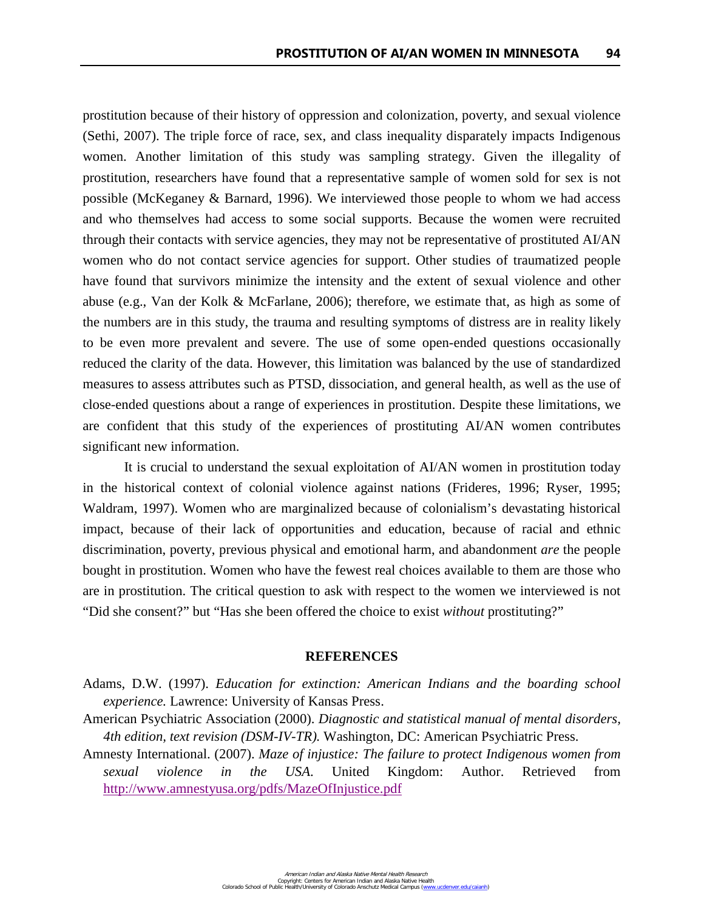prostitution because of their history of oppression and colonization, poverty, and sexual violence (Sethi, 2007). The triple force of race, sex, and class inequality disparately impacts Indigenous women. Another limitation of this study was sampling strategy. Given the illegality of prostitution, researchers have found that a representative sample of women sold for sex is not possible (McKeganey & Barnard, 1996). We interviewed those people to whom we had access and who themselves had access to some social supports. Because the women were recruited through their contacts with service agencies, they may not be representative of prostituted AI/AN women who do not contact service agencies for support. Other studies of traumatized people have found that survivors minimize the intensity and the extent of sexual violence and other abuse (e.g., Van der Kolk & McFarlane, 2006); therefore, we estimate that, as high as some of the numbers are in this study, the trauma and resulting symptoms of distress are in reality likely to be even more prevalent and severe. The use of some open-ended questions occasionally reduced the clarity of the data. However, this limitation was balanced by the use of standardized measures to assess attributes such as PTSD, dissociation, and general health, as well as the use of close-ended questions about a range of experiences in prostitution. Despite these limitations, we are confident that this study of the experiences of prostituting AI/AN women contributes significant new information.

It is crucial to understand the sexual exploitation of AI/AN women in prostitution today in the historical context of colonial violence against nations (Frideres, 1996; Ryser, 1995; Waldram, 1997). Women who are marginalized because of colonialism's devastating historical impact, because of their lack of opportunities and education, because of racial and ethnic discrimination, poverty, previous physical and emotional harm, and abandonment *are* the people bought in prostitution. Women who have the fewest real choices available to them are those who are in prostitution. The critical question to ask with respect to the women we interviewed is not "Did she consent?" but "Has she been offered the choice to exist *without* prostituting?"

## REFERENCES

Adams, D.W. (1997). *Education for extinction: American Indians and the boarding school experience.* Lawrence: University of Kansas Press.

American Psychiatric Association (2000). *Diagnostic and statistical manual of mental disorders, 4th edition, text revision (DSM-IV-TR).* Washington, DC: American Psychiatric Press.

Amnesty International. (2007). *Maze of injustice: The failure to protect Indigenous women from sexual violence in the USA.* United Kingdom: Author. Retrieved from http://www.amnestyusa.org/pdfs/MazeOfInjustice.pdf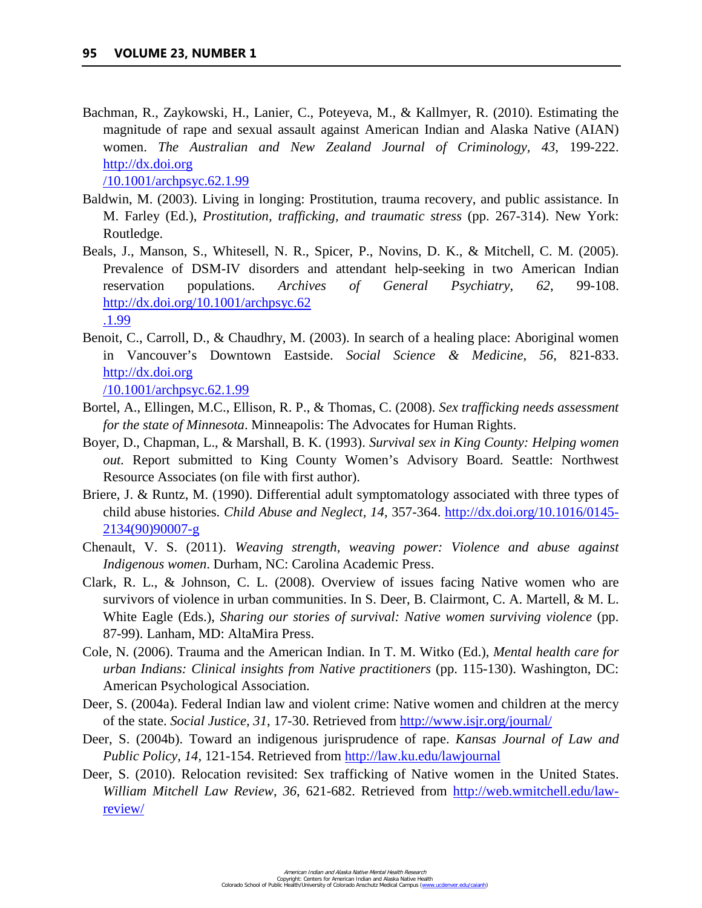Bachman, R., Zaykowski, H., Lanier, C., Poteyeva, M., & Kallmyer, R. (2010). Estimating the magnitude of rape and sexual assault against American Indian and Alaska Native (AIAN) women. *The Australian and New Zealand Journal of Criminology*, *43*, 199-222. http://dx.doi.org/10.1001/archpsyc.62.1.99

Baldwin, M. (2003). Living in longing: Prostitution, trauma recovery, and public assistance. In M. Farley (Ed.), *Prostitution, trafficking, and traumatic stress* (pp. 267-314). New York: Routledge.

Beals, J., Manson, S., Whitesell, N. R., Spicer, P., Novins, D. K., & Mitchell, C. M. (2005). Prevalence of DSM-IV disorders and attendant help-seeking in two American Indian reservation populations. *Archives of General Psychiatry*, *62*, 99-108. http://dx.doi.org/10.1001/archpsyc.62.1.99

Benoit, C., Carroll, D., & Chaudhry, M. (2003). In search of a healing place: Aboriginal women in Vancouver's Downtown Eastside. *Social Science & Medicine*, *56*, 821-833. http://dx.doi.org/10.1001/archpsyc.62.1.99

Bortel, A., Ellingen, M.C., Ellison, R. P., & Thomas, C. (2008). *Sex trafficking needs assessment for the state of Minnesota*. Minneapolis: The Advocates for Human Rights.

Boyer, D., Chapman, L., & Marshall, B. K. (1993). *Survival sex in King County: Helping women out.* Report submitted to King County Women's Advisory Board. Seattle: Northwest Resource Associates (on file with first author).

Briere, J. & Runtz, M. (1990). Differential adult symptomatology associated with three types of child abuse histories. *Child Abuse and Neglect, 14*, 357-364. http://dx.doi.org/10.1016/0145-2134(90)90007-g

Chenault, V. S. (2011). *Weaving strength, weaving power: Violence and abuse against Indigenous women*. Durham, NC: Carolina Academic Press.

Clark, R. L., & Johnson, C. L. (2008). Overview of issues facing Native women who are survivors of violence in urban communities. In S. Deer, B. Clairmont, C. A. Martell, & M. L. White Eagle (Eds.), *Sharing our stories of survival: Native women surviving violence* (pp. 87-99). Lanham, MD: AltaMira Press.

Cole, N. (2006). Trauma and the American Indian. In T. M. Witko (Ed.), *Mental health care for urban Indians: Clinical insights from Native practitioners* (pp. 115-130). Washington, DC: American Psychological Association.

Deer, S. (2004a). Federal Indian law and violent crime: Native women and children at the mercy of the state. *Social Justice, 31*, 17-30. Retrieved from http://www.isjr.org/journal/

Deer, S. (2004b). Toward an indigenous jurisprudence of rape. *Kansas Journal of Law and Public Policy, 14*, 121-154. Retrieved from http://law.ku.edu/lawjournal

Deer, S. (2010). Relocation revisited: Sex trafficking of Native women in the United States. *William Mitchell Law Review*, *36*, 621-682. Retrieved from http://web.wmitchell.edu/law-review/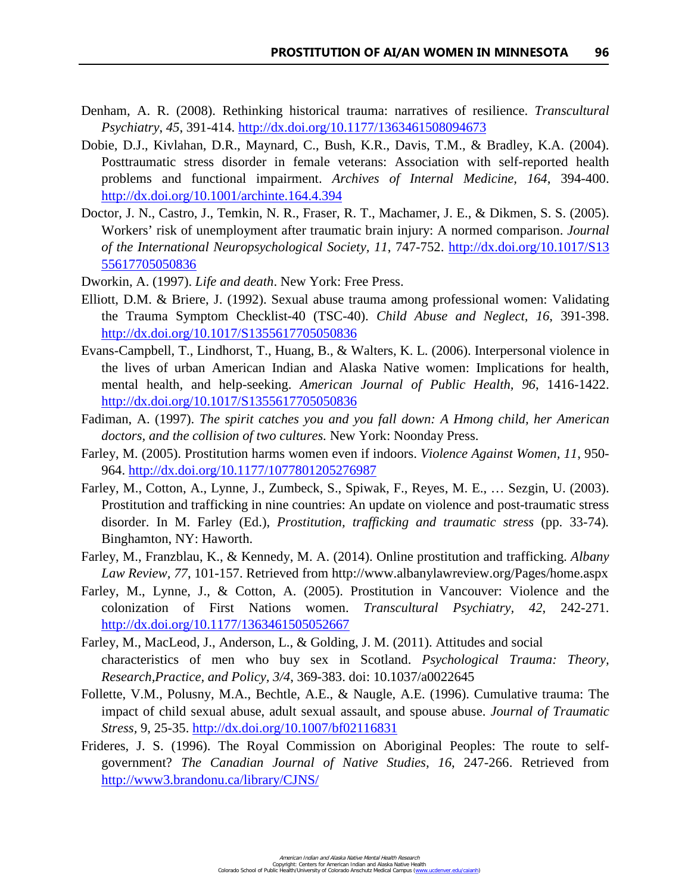Denham, A. R. (2008). Rethinking historical trauma: narratives of resilience. *Transcultural Psychiatry*, *45*, 391-414. http://dx.doi.org/10.1177/1363461508094673

Dobie, D.J., Kivlahan, D.R., Maynard, C., Bush, K.R., Davis, T.M., & Bradley, K.A. (2004). Posttraumatic stress disorder in female veterans: Association with self-reported health problems and functional impairment. *Archives of Internal Medicine, 164*, 394-400. http://dx.doi.org/10.1001/archinte.164.4.394

Doctor, J. N., Castro, J., Temkin, N. R., Fraser, R. T., Machamer, J. E., & Dikmen, S. S. (2005). Workers' risk of unemployment after traumatic brain injury: A normed comparison. *Journal of the International Neuropsychological Society, 11*, 747-752. http://dx.doi.org/10.1017/S1355617705050836

Dworkin, A. (1997). *Life and death*. New York: Free Press.

Elliott, D.M. & Briere, J. (1992). Sexual abuse trauma among professional women: Validating the Trauma Symptom Checklist-40 (TSC-40). *Child Abuse and Neglect*, *16*, 391-398. http://dx.doi.org/10.1017/S1355617705050836

Evans-Campbell, T., Lindhorst, T., Huang, B., & Walters, K. L. (2006). Interpersonal violence in the lives of urban American Indian and Alaska Native women: Implications for health, mental health, and help-seeking. *American Journal of Public Health*, *96*, 1416-1422. http://dx.doi.org/10.1017/S1355617705050836

Fadiman, A. (1997). *The spirit catches you and you fall down: A Hmong child, her American doctors, and the collision of two cultures.* New York: Noonday Press.

Farley, M. (2005). Prostitution harms women even if indoors. *Violence Against Women*, *11*, 950-964. http://dx.doi.org/10.1177/1077801205276987

Farley, M., Cotton, A., Lynne, J., Zumbeck, S., Spiwak, F., Reyes, M. E., … Sezgin, U. (2003). Prostitution and trafficking in nine countries: An update on violence and post-traumatic stress disorder. In M. Farley (Ed.), *Prostitution, trafficking and traumatic stress* (pp. 33-74). Binghamton, NY: Haworth.

Farley, M., Franzblau, K., & Kennedy, M. A. (2014). Online prostitution and trafficking. *Albany Law Review*, *77*, 101-157. Retrieved from http://www.albanylawreview.org/Pages/home.aspx

Farley, M., Lynne, J., & Cotton, A. (2005). Prostitution in Vancouver: Violence and the colonization of First Nations women. *Transcultural Psychiatry, 42*, 242-271. http://dx.doi.org/10.1177/1363461505052667

Farley, M., MacLeod, J., Anderson, L., & Golding, J. M. (2011). Attitudes and social characteristics of men who buy sex in Scotland. *Psychological Trauma: Theory, Research,Practice, and Policy, 3/4*, 369-383. doi: 10.1037/a0022645

Follette, V.M., Polusny, M.A., Bechtle, A.E., & Naugle, A.E. (1996). Cumulative trauma: The impact of child sexual abuse, adult sexual assault, and spouse abuse. *Journal of Traumatic Stress*, 9, 25-35. http://dx.doi.org/10.1007/bf02116831

Frideres, J. S. (1996). The Royal Commission on Aboriginal Peoples: The route to self-government? *The Canadian Journal of Native Studies, 16*, 247-266. Retrieved from http://www3.brandonu.ca/library/CJNS/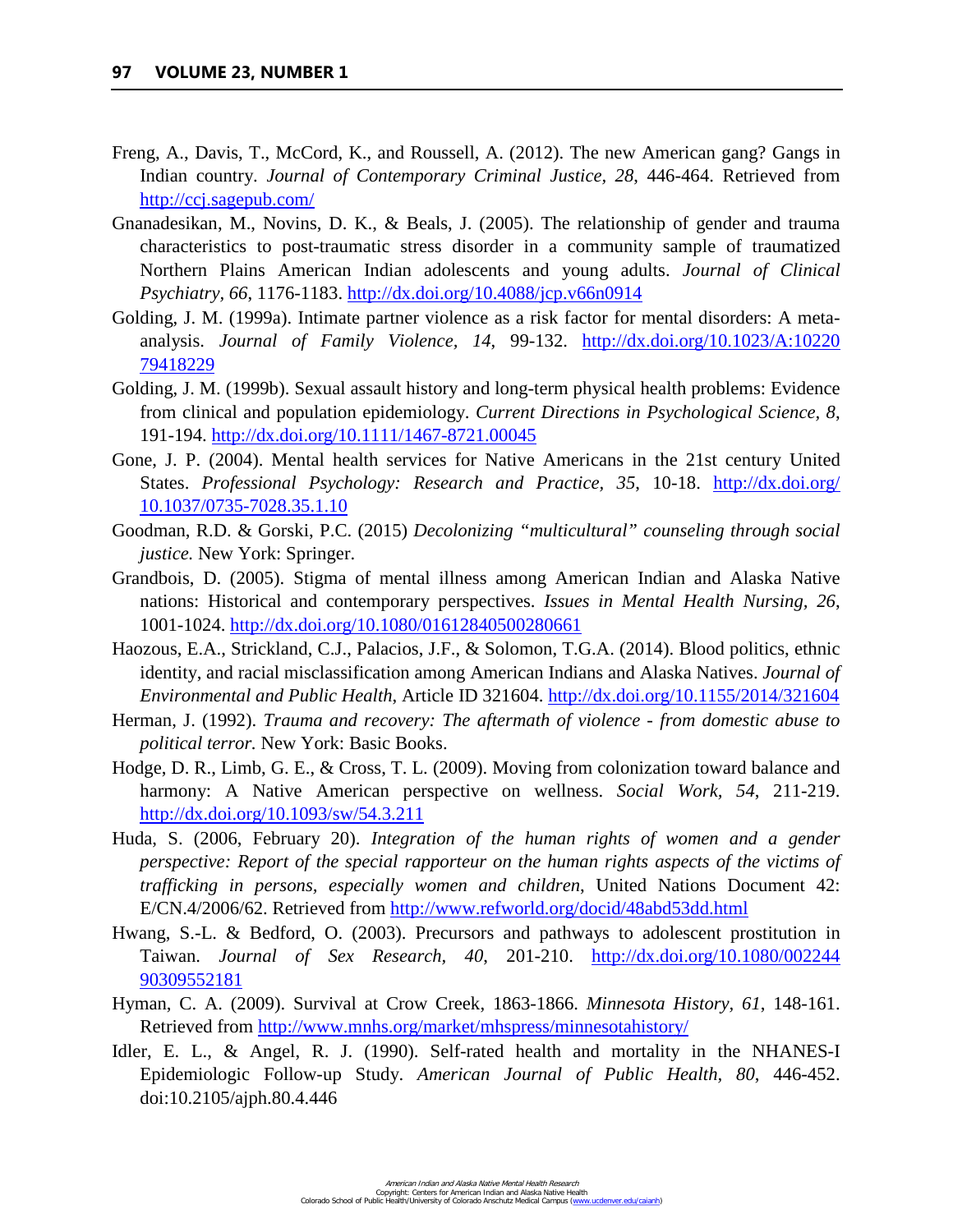Freng, A., Davis, T., McCord, K., and Roussell, A. (2012). The new American gang? Gangs in Indian country. *Journal of Contemporary Criminal Justice, 28*, 446-464. Retrieved from http://ccj.sagepub.com/

Gnanadesikan, M., Novins, D. K., & Beals, J. (2005). The relationship of gender and trauma characteristics to post-traumatic stress disorder in a community sample of traumatized Northern Plains American Indian adolescents and young adults. *Journal of Clinical Psychiatry, 66*, 1176-1183. http://dx.doi.org/10.4088/jcp.v66n0914

Golding, J. M. (1999a). Intimate partner violence as a risk factor for mental disorders: A meta-analysis. *Journal of Family Violence, 14*, 99-132. http://dx.doi.org/10.1023/A:1022079418229

Golding, J. M. (1999b). Sexual assault history and long-term physical health problems: Evidence from clinical and population epidemiology. *Current Directions in Psychological Science, 8*, 191-194. http://dx.doi.org/10.1111/1467-8721.00045

Gone, J. P. (2004). Mental health services for Native Americans in the 21st century United States. *Professional Psychology: Research and Practice, 35*, 10-18. http://dx.doi.org/10.1037/0735-7028.35.1.10

Goodman, R.D. & Gorski, P.C. (2015) *Decolonizing "multicultural" counseling through social justice.* New York: Springer.

Grandbois, D. (2005). Stigma of mental illness among American Indian and Alaska Native nations: Historical and contemporary perspectives. *Issues in Mental Health Nursing, 26*, 1001-1024. http://dx.doi.org/10.1080/01612840500280661

Haozous, E.A., Strickland, C.J., Palacios, J.F., & Solomon, T.G.A. (2014). Blood politics, ethnic identity, and racial misclassification among American Indians and Alaska Natives. *Journal of Environmental and Public Health*, Article ID 321604. http://dx.doi.org/10.1155/2014/321604

Herman, J. (1992). *Trauma and recovery: The aftermath of violence - from domestic abuse to political terror.* New York: Basic Books.

Hodge, D. R., Limb, G. E., & Cross, T. L. (2009). Moving from colonization toward balance and harmony: A Native American perspective on wellness. *Social Work, 54*, 211-219. http://dx.doi.org/10.1093/sw/54.3.211

Huda, S. (2006, February 20). *Integration of the human rights of women and a gender perspective: Report of the special rapporteur on the human rights aspects of the victims of trafficking in persons, especially women and children*, United Nations Document 42: E/CN.4/2006/62. Retrieved from http://www.refworld.org/docid/48abd53dd.html

Hwang, S.-L. & Bedford, O. (2003). Precursors and pathways to adolescent prostitution in Taiwan. *Journal of Sex Research, 40*, 201-210. http://dx.doi.org/10.1080/00224490309552181

Hyman, C. A. (2009). Survival at Crow Creek, 1863-1866. *Minnesota History, 61*, 148-161. Retrieved from http://www.mnhs.org/market/mhspress/minnesotahistory/

Idler, E. L., & Angel, R. J. (1990). Self-rated health and mortality in the NHANES-I Epidemiologic Follow-up Study. *American Journal of Public Health, 80*, 446-452. doi:10.2105/ajph.80.4.446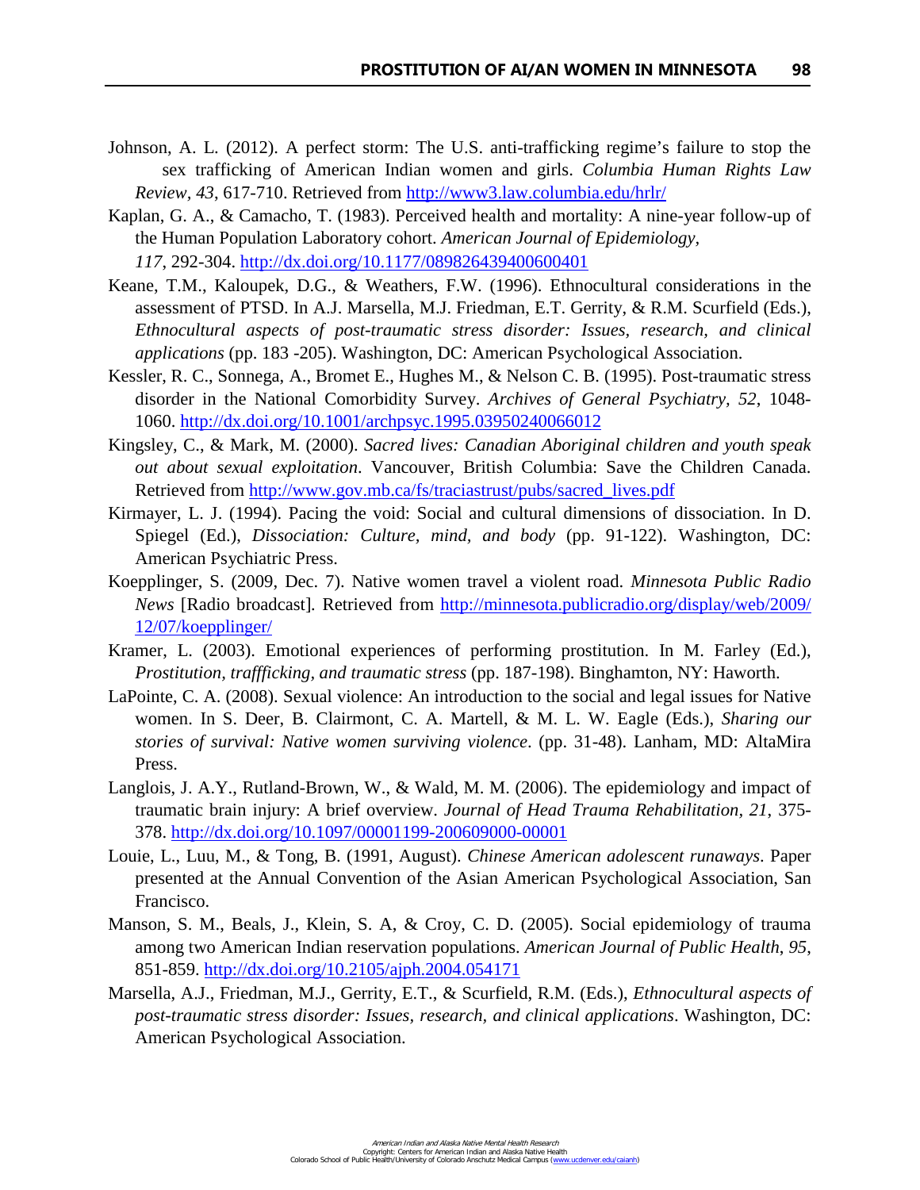Johnson, A. L. (2012). A perfect storm: The U.S. anti-trafficking regime's failure to stop the sex trafficking of American Indian women and girls. *Columbia Human Rights Law Review, 43*, 617-710. Retrieved from http://www3.law.columbia.edu/hrlr/

Kaplan, G. A., & Camacho, T. (1983). Perceived health and mortality: A nine-year follow-up of the Human Population Laboratory cohort. *American Journal of Epidemiology, 117*, 292-304. http://dx.doi.org/10.1177/089826439400600401

Keane, T.M., Kaloupek, D.G., & Weathers, F.W. (1996). Ethnocultural considerations in the assessment of PTSD. In A.J. Marsella, M.J. Friedman, E.T. Gerrity, & R.M. Scurfield (Eds.), *Ethnocultural aspects of post-traumatic stress disorder: Issues, research, and clinical applications* (pp. 183 -205). Washington, DC: American Psychological Association.

Kessler, R. C., Sonnega, A., Bromet E., Hughes M., & Nelson C. B. (1995). Post-traumatic stress disorder in the National Comorbidity Survey. *Archives of General Psychiatry, 52*, 1048-1060. http://dx.doi.org/10.1001/archpsyc.1995.03950240066012

Kingsley, C., & Mark, M. (2000). *Sacred lives: Canadian Aboriginal children and youth speak out about sexual exploitation*. Vancouver, British Columbia: Save the Children Canada. Retrieved from http://www.gov.mb.ca/fs/traciastrust/pubs/sacred_lives.pdf

Kirmayer, L. J. (1994). Pacing the void: Social and cultural dimensions of dissociation. In D. Spiegel (Ed.), *Dissociation: Culture, mind, and body* (pp. 91-122). Washington, DC: American Psychiatric Press.

Koepplinger, S. (2009, Dec. 7). Native women travel a violent road. *Minnesota Public Radio News* [Radio broadcast]. Retrieved from http://minnesota.publicradio.org/display/web/2009/12/07/koepplinger/

Kramer, L. (2003). Emotional experiences of performing prostitution. In M. Farley (Ed.), *Prostitution, traffficking, and traumatic stress* (pp. 187-198). Binghamton, NY: Haworth.

LaPointe, C. A. (2008). Sexual violence: An introduction to the social and legal issues for Native women. In S. Deer, B. Clairmont, C. A. Martell, & M. L. W. Eagle (Eds.), *Sharing our stories of survival: Native women surviving violence*. (pp. 31-48). Lanham, MD: AltaMira Press.

Langlois, J. A.Y., Rutland-Brown, W., & Wald, M. M. (2006). The epidemiology and impact of traumatic brain injury: A brief overview. *Journal of Head Trauma Rehabilitation, 21*, 375-378. http://dx.doi.org/10.1097/00001199-200609000-00001

Louie, L., Luu, M., & Tong, B. (1991, August). *Chinese American adolescent runaways*. Paper presented at the Annual Convention of the Asian American Psychological Association, San Francisco.

Manson, S. M., Beals, J., Klein, S. A, & Croy, C. D. (2005). Social epidemiology of trauma among two American Indian reservation populations. *American Journal of Public Health*, *95*, 851-859. http://dx.doi.org/10.2105/ajph.2004.054171

Marsella, A.J., Friedman, M.J., Gerrity, E.T., & Scurfield, R.M. (Eds.), *Ethnocultural aspects of post-traumatic stress disorder: Issues, research, and clinical applications*. Washington, DC: American Psychological Association.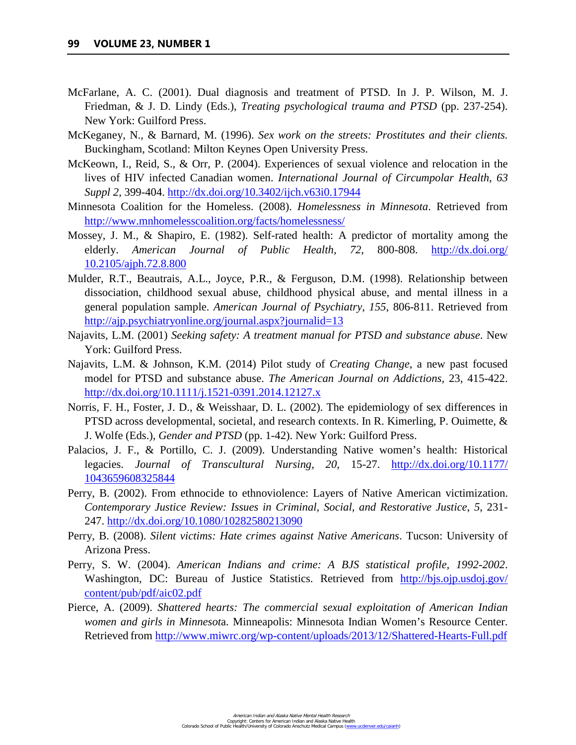McFarlane, A. C. (2001). Dual diagnosis and treatment of PTSD. In J. P. Wilson, M. J. Friedman, & J. D. Lindy (Eds.), *Treating psychological trauma and PTSD* (pp. 237-254). New York: Guilford Press.

McKeganey, N., & Barnard, M. (1996). *Sex work on the streets: Prostitutes and their clients.* Buckingham, Scotland: Milton Keynes Open University Press.

McKeown, I., Reid, S., & Orr, P. (2004). Experiences of sexual violence and relocation in the lives of HIV infected Canadian women. *International Journal of Circumpolar Health*, *63 Suppl 2*, 399-404. http://dx.doi.org/10.3402/ijch.v63i0.17944

Minnesota Coalition for the Homeless. (2008). *Homelessness in Minnesota*. Retrieved from http://www.mnhomelesscoalition.org/facts/homelessness/

Mossey, J. M., & Shapiro, E. (1982). Self-rated health: A predictor of mortality among the elderly. *American Journal of Public Health*, *72*, 800-808. http://dx.doi.org/10.2105/ajph.72.8.800

Mulder, R.T., Beautrais, A.L., Joyce, P.R., & Ferguson, D.M. (1998). Relationship between dissociation, childhood sexual abuse, childhood physical abuse, and mental illness in a general population sample. *American Journal of Psychiatry*, *155*, 806-811. Retrieved from http://ajp.psychiatryonline.org/journal.aspx?journalid=13

Najavits, L.M. (2001) *Seeking safety: A treatment manual for PTSD and substance abuse*. New York: Guilford Press.

Najavits, L.M. & Johnson, K.M. (2014) Pilot study of *Creating Change*, a new past focused model for PTSD and substance abuse. *The American Journal on Addictions*, 23, 415-422. http://dx.doi.org/10.1111/j.1521-0391.2014.12127.x

Norris, F. H., Foster, J. D., & Weisshaar, D. L. (2002). The epidemiology of sex differences in PTSD across developmental, societal, and research contexts. In R. Kimerling, P. Ouimette, & J. Wolfe (Eds.), *Gender and PTSD* (pp. 1-42). New York: Guilford Press.

Palacios, J. F., & Portillo, C. J. (2009). Understanding Native women's health: Historical legacies. *Journal of Transcultural Nursing*, *20*, 15-27. http://dx.doi.org/10.1177/1043659608325844

Perry, B. (2002). From ethnocide to ethnoviolence: Layers of Native American victimization. *Contemporary Justice Review: Issues in Criminal, Social, and Restorative Justice*, *5*, 231-247. http://dx.doi.org/10.1080/10282580213090

Perry, B. (2008). *Silent victims: Hate crimes against Native Americans*. Tucson: University of Arizona Press.

Perry, S. W. (2004). *American Indians and crime: A BJS statistical profile, 1992-2002*. Washington, DC: Bureau of Justice Statistics. Retrieved from http://bjs.ojp.usdoj.gov/content/pub/pdf/aic02.pdf

Pierce, A. (2009). *Shattered hearts: The commercial sexual exploitation of American Indian women and girls in Minnesota*. Minneapolis: Minnesota Indian Women's Resource Center. Retrieved from http://www.miwrc.org/wp-content/uploads/2013/12/Shattered-Hearts-Full.pdf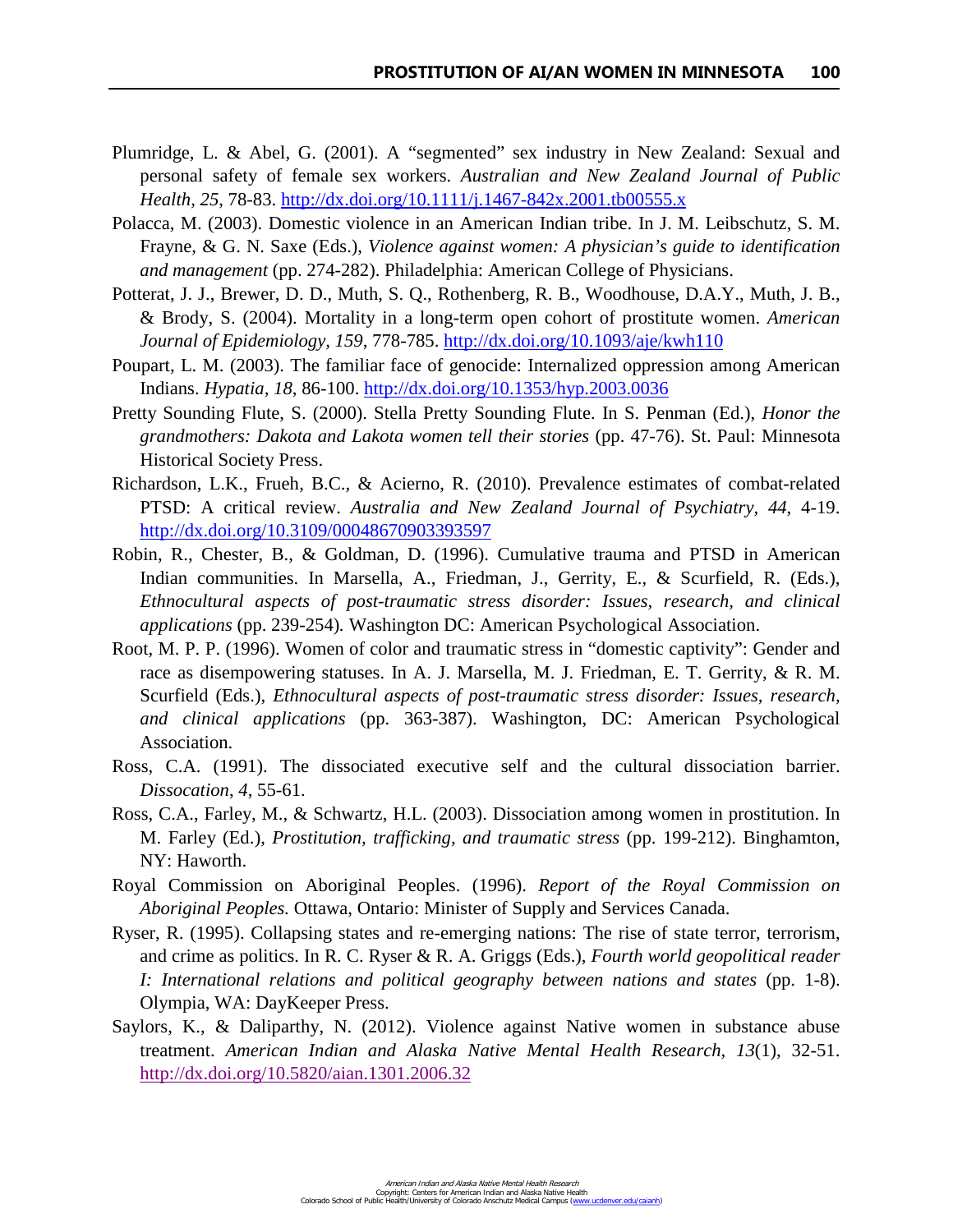Plumridge, L. & Abel, G. (2001). A "segmented" sex industry in New Zealand: Sexual and personal safety of female sex workers. *Australian and New Zealand Journal of Public Health, 25*, 78-83. http://dx.doi.org/10.1111/j.1467-842x.2001.tb00555.x

Polacca, M. (2003). Domestic violence in an American Indian tribe. In J. M. Leibschutz, S. M. Frayne, & G. N. Saxe (Eds.), *Violence against women: A physician's guide to identification and management* (pp. 274-282). Philadelphia: American College of Physicians.

Potterat, J. J., Brewer, D. D., Muth, S. Q., Rothenberg, R. B., Woodhouse, D.A.Y., Muth, J. B., & Brody, S. (2004). Mortality in a long-term open cohort of prostitute women. *American Journal of Epidemiology, 159*, 778-785. http://dx.doi.org/10.1093/aje/kwh110

Poupart, L. M. (2003). The familiar face of genocide: Internalized oppression among American Indians. *Hypatia*, *18*, 86-100. http://dx.doi.org/10.1353/hyp.2003.0036

Pretty Sounding Flute, S. (2000). Stella Pretty Sounding Flute. In S. Penman (Ed.), *Honor the grandmothers: Dakota and Lakota women tell their stories* (pp. 47-76). St. Paul: Minnesota Historical Society Press.

Richardson, L.K., Frueh, B.C., & Acierno, R. (2010). Prevalence estimates of combat-related PTSD: A critical review. *Australia and New Zealand Journal of Psychiatry, 44*, 4-19. http://dx.doi.org/10.3109/00048670903393597

Robin, R., Chester, B., & Goldman, D. (1996). Cumulative trauma and PTSD in American Indian communities. In Marsella, A., Friedman, J., Gerrity, E., & Scurfield, R. (Eds.), *Ethnocultural aspects of post-traumatic stress disorder: Issues, research, and clinical applications* (pp. 239-254). Washington DC: American Psychological Association.

Root, M. P. P. (1996). Women of color and traumatic stress in "domestic captivity": Gender and race as disempowering statuses. In A. J. Marsella, M. J. Friedman, E. T. Gerrity, & R. M. Scurfield (Eds.), *Ethnocultural aspects of post-traumatic stress disorder: Issues, research, and clinical applications* (pp. 363-387). Washington, DC: American Psychological Association.

Ross, C.A. (1991). The dissociated executive self and the cultural dissociation barrier. *Dissocation*, *4*, 55-61.

Ross, C.A., Farley, M., & Schwartz, H.L. (2003). Dissociation among women in prostitution. In M. Farley (Ed.), *Prostitution, trafficking, and traumatic stress* (pp. 199-212). Binghamton, NY: Haworth.

Royal Commission on Aboriginal Peoples. (1996). *Report of the Royal Commission on Aboriginal Peoples.* Ottawa, Ontario: Minister of Supply and Services Canada.

Ryser, R. (1995). Collapsing states and re-emerging nations: The rise of state terror, terrorism, and crime as politics. In R. C. Ryser & R. A. Griggs (Eds.), *Fourth world geopolitical reader I: International relations and political geography between nations and states* (pp. 1-8). Olympia, WA: DayKeeper Press.

Saylors, K., & Daliparthy, N. (2012). Violence against Native women in substance abuse treatment. *American Indian and Alaska Native Mental Health Research*, *13*(1), 32-51. http://dx.doi.org/10.5820/aian.1301.2006.32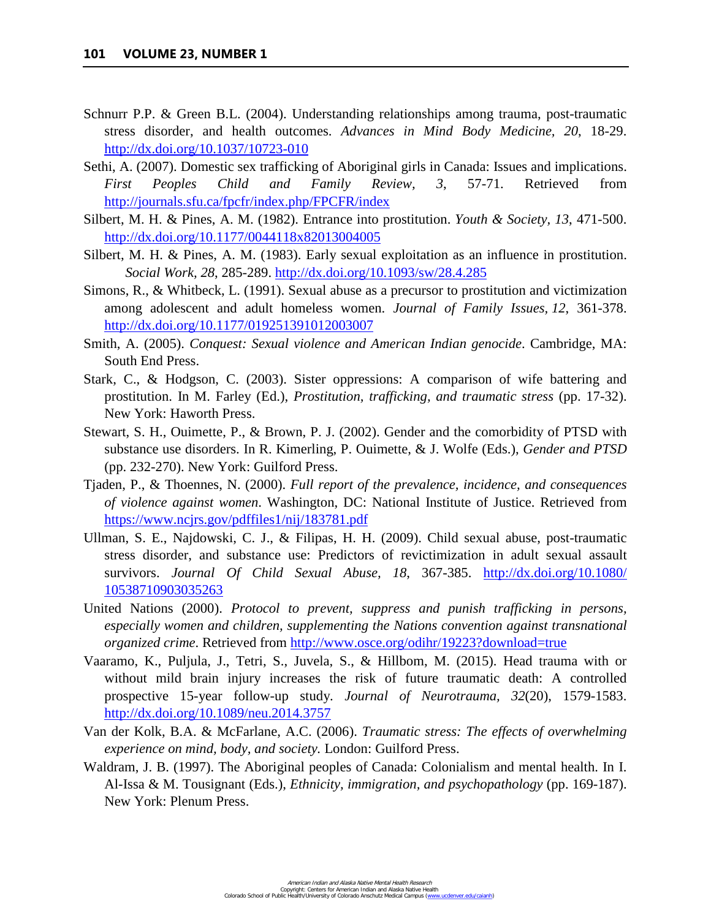Schnurr P.P. & Green B.L. (2004). Understanding relationships among trauma, post-traumatic stress disorder, and health outcomes. *Advances in Mind Body Medicine*, *20*, 18-29. http://dx.doi.org/10.1037/10723-010

Sethi, A. (2007). Domestic sex trafficking of Aboriginal girls in Canada: Issues and implications. *First Peoples Child and Family Review, 3*, 57-71. Retrieved from http://journals.sfu.ca/fpcfr/index.php/FPCFR/index

Silbert, M. H. & Pines, A. M. (1982). Entrance into prostitution. *Youth & Society, 13*, 471-500. http://dx.doi.org/10.1177/0044118x82013004005

Silbert, M. H. & Pines, A. M. (1983). Early sexual exploitation as an influence in prostitution. *Social Work, 28*, 285-289. http://dx.doi.org/10.1093/sw/28.4.285

Simons, R., & Whitbeck, L. (1991). Sexual abuse as a precursor to prostitution and victimization among adolescent and adult homeless women. *Journal of Family Issues, 12*, 361-378. http://dx.doi.org/10.1177/019251391012003007

Smith, A. (2005). *Conquest: Sexual violence and American Indian genocide*. Cambridge, MA: South End Press.

Stark, C., & Hodgson, C. (2003). Sister oppressions: A comparison of wife battering and prostitution. In M. Farley (Ed.), *Prostitution, trafficking, and traumatic stress* (pp. 17-32). New York: Haworth Press.

Stewart, S. H., Ouimette, P., & Brown, P. J. (2002). Gender and the comorbidity of PTSD with substance use disorders. In R. Kimerling, P. Ouimette, & J. Wolfe (Eds.), *Gender and PTSD* (pp. 232-270). New York: Guilford Press.

Tjaden, P., & Thoennes, N. (2000). *Full report of the prevalence, incidence, and consequences of violence against women*. Washington, DC: National Institute of Justice. Retrieved from https://www.ncjrs.gov/pdffiles1/nij/183781.pdf

Ullman, S. E., Najdowski, C. J., & Filipas, H. H. (2009). Child sexual abuse, post-traumatic stress disorder, and substance use: Predictors of revictimization in adult sexual assault survivors. *Journal Of Child Sexual Abuse, 18*, 367-385. http://dx.doi.org/10.1080/10538710903035263

United Nations (2000). *Protocol to prevent, suppress and punish trafficking in persons, especially women and children, supplementing the Nations convention against transnational organized crime*. Retrieved from http://www.osce.org/odihr/19223?download=true

Vaaramo, K., Puljula, J., Tetri, S., Juvela, S., & Hillbom, M. (2015). Head trauma with or without mild brain injury increases the risk of future traumatic death: A controlled prospective 15-year follow-up study. *Journal of Neurotrauma, 32*(20), 1579-1583. http://dx.doi.org/10.1089/neu.2014.3757

Van der Kolk, B.A. & McFarlane, A.C. (2006). *Traumatic stress: The effects of overwhelming experience on mind, body, and society.* London: Guilford Press.

Waldram, J. B. (1997). The Aboriginal peoples of Canada: Colonialism and mental health. In I. Al-Issa & M. Tousignant (Eds.), *Ethnicity, immigration, and psychopathology* (pp. 169-187). New York: Plenum Press.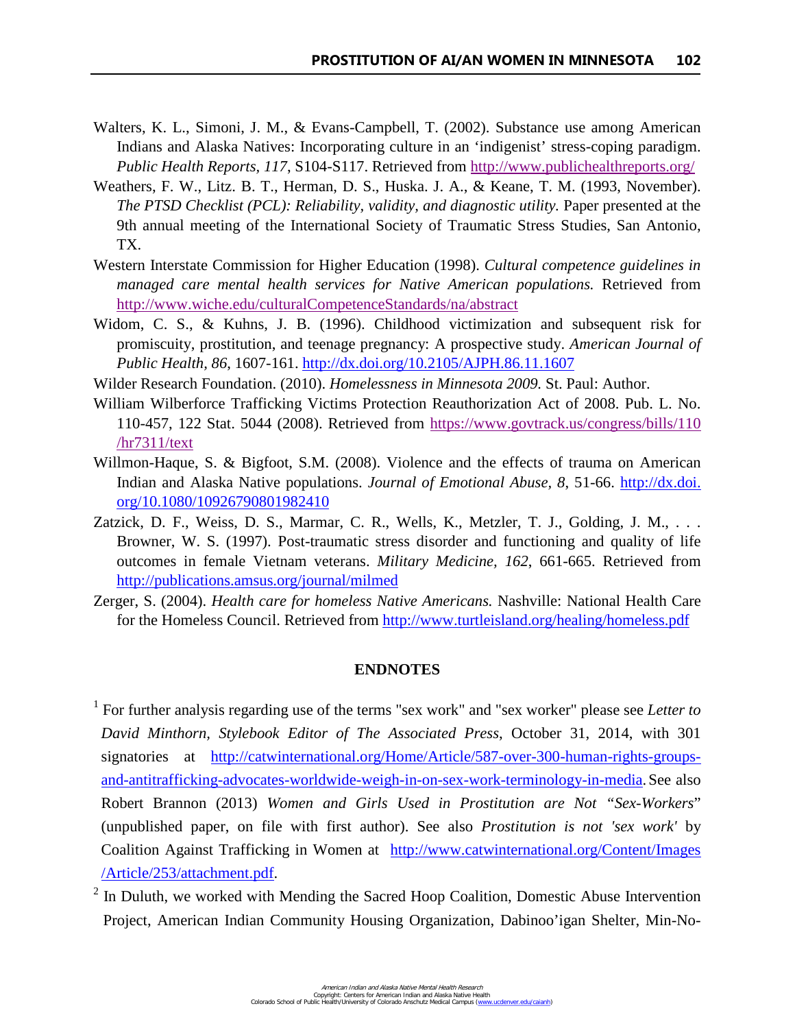Walters, K. L., Simoni, J. M., & Evans-Campbell, T. (2002). Substance use among American Indians and Alaska Natives: Incorporating culture in an 'indigenist' stress-coping paradigm. *Public Health Reports, 117*, S104-S117. Retrieved from http://www.publichealthreports.org/

Weathers, F. W., Litz. B. T., Herman, D. S., Huska. J. A., & Keane, T. M. (1993, November). *The PTSD Checklist (PCL): Reliability, validity, and diagnostic utility.* Paper presented at the 9th annual meeting of the International Society of Traumatic Stress Studies, San Antonio, TX.

Western Interstate Commission for Higher Education (1998). *Cultural competence guidelines in managed care mental health services for Native American populations.* Retrieved from http://www.wiche.edu/culturalCompetenceStandards/na/abstract

Widom, C. S., & Kuhns, J. B. (1996). Childhood victimization and subsequent risk for promiscuity, prostitution, and teenage pregnancy: A prospective study. *American Journal of Public Health, 86*, 1607-161. http://dx.doi.org/10.2105/AJPH.86.11.1607

Wilder Research Foundation. (2010). *Homelessness in Minnesota 2009.* St. Paul: Author.

William Wilberforce Trafficking Victims Protection Reauthorization Act of 2008. Pub. L. No. 110-457, 122 Stat. 5044 (2008). Retrieved from https://www.govtrack.us/congress/bills/110/hr7311/text

Willmon-Haque, S. & Bigfoot, S.M. (2008). Violence and the effects of trauma on American Indian and Alaska Native populations. *Journal of Emotional Abuse*, *8*, 51-66. http://dx.doi.org/10.1080/10926790801982410

Zatzick, D. F., Weiss, D. S., Marmar, C. R., Wells, K., Metzler, T. J., Golding, J. M., . . . Browner, W. S. (1997). Post-traumatic stress disorder and functioning and quality of life outcomes in female Vietnam veterans. *Military Medicine, 162*, 661-665. Retrieved from http://publications.amsus.org/journal/milmed

Zerger, S. (2004). *Health care for homeless Native Americans.* Nashville: National Health Care for the Homeless Council. Retrieved from http://www.turtleisland.org/healing/homeless.pdf

## ENDNOTES

[1] For further analysis regarding use of the terms "sex work" and "sex worker" please see *Letter to David Minthorn, Stylebook Editor of The Associated Press*, October 31, 2014, with 301 signatories at http://catwinternational.org/Home/Article/587-over-300-human-rights-groups-and-antitrafficking-advocates-worldwide-weigh-in-on-sex-work-terminology-in-media. See also Robert Brannon (2013) *Women and Girls Used in Prostitution are Not "Sex-Workers"* (unpublished paper, on file with first author). See also *Prostitution is not 'sex work'* by Coalition Against Trafficking in Women at http://www.catwinternational.org/Content/Images/Article/253/attachment.pdf.

[2] In Duluth, we worked with Mending the Sacred Hoop Coalition, Domestic Abuse Intervention Project, American Indian Community Housing Organization, Dabinoo'igan Shelter, Min-No-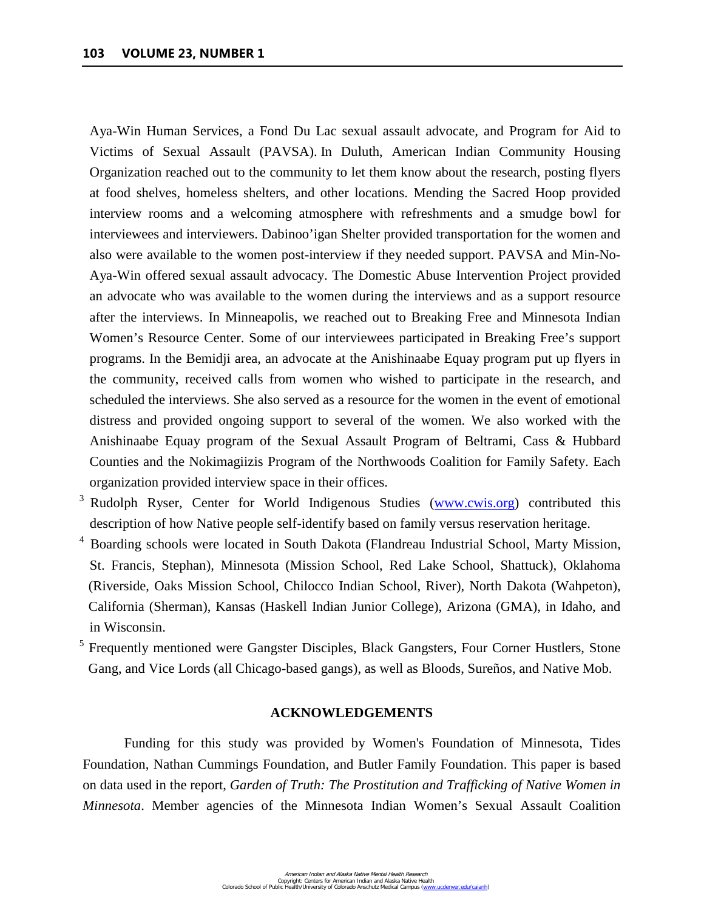Aya-Win Human Services, a Fond Du Lac sexual assault advocate, and Program for Aid to Victims of Sexual Assault (PAVSA). In Duluth, American Indian Community Housing Organization reached out to the community to let them know about the research, posting flyers at food shelves, homeless shelters, and other locations. Mending the Sacred Hoop provided interview rooms and a welcoming atmosphere with refreshments and a smudge bowl for interviewees and interviewers. Dabinoo'igan Shelter provided transportation for the women and also were available to the women post-interview if they needed support. PAVSA and Min-No-Aya-Win offered sexual assault advocacy. The Domestic Abuse Intervention Project provided an advocate who was available to the women during the interviews and as a support resource after the interviews. In Minneapolis, we reached out to Breaking Free and Minnesota Indian Women's Resource Center. Some of our interviewees participated in Breaking Free's support programs. In the Bemidji area, an advocate at the Anishinaabe Equay program put up flyers in the community, received calls from women who wished to participate in the research, and scheduled the interviews. She also served as a resource for the women in the event of emotional distress and provided ongoing support to several of the women. We also worked with the Anishinaabe Equay program of the Sexual Assault Program of Beltrami, Cass & Hubbard Counties and the Nokimagiizis Program of the Northwoods Coalition for Family Safety. Each organization provided interview space in their offices.

[3] Rudolph Ryser, Center for World Indigenous Studies (www.cwis.org) contributed this description of how Native people self-identify based on family versus reservation heritage.

[4] Boarding schools were located in South Dakota (Flandreau Industrial School, Marty Mission, St. Francis, Stephan), Minnesota (Mission School, Red Lake School, Shattuck), Oklahoma (Riverside, Oaks Mission School, Chilocco Indian School, River), North Dakota (Wahpeton), California (Sherman), Kansas (Haskell Indian Junior College), Arizona (GMA), in Idaho, and in Wisconsin.

[5] Frequently mentioned were Gangster Disciples, Black Gangsters, Four Corner Hustlers, Stone Gang, and Vice Lords (all Chicago-based gangs), as well as Bloods, Sureños, and Native Mob.

## ACKNOWLEDGEMENTS

Funding for this study was provided by Women's Foundation of Minnesota, Tides Foundation, Nathan Cummings Foundation, and Butler Family Foundation. This paper is based on data used in the report, *Garden of Truth: The Prostitution and Trafficking of Native Women in Minnesota*. Member agencies of the Minnesota Indian Women's Sexual Assault Coalition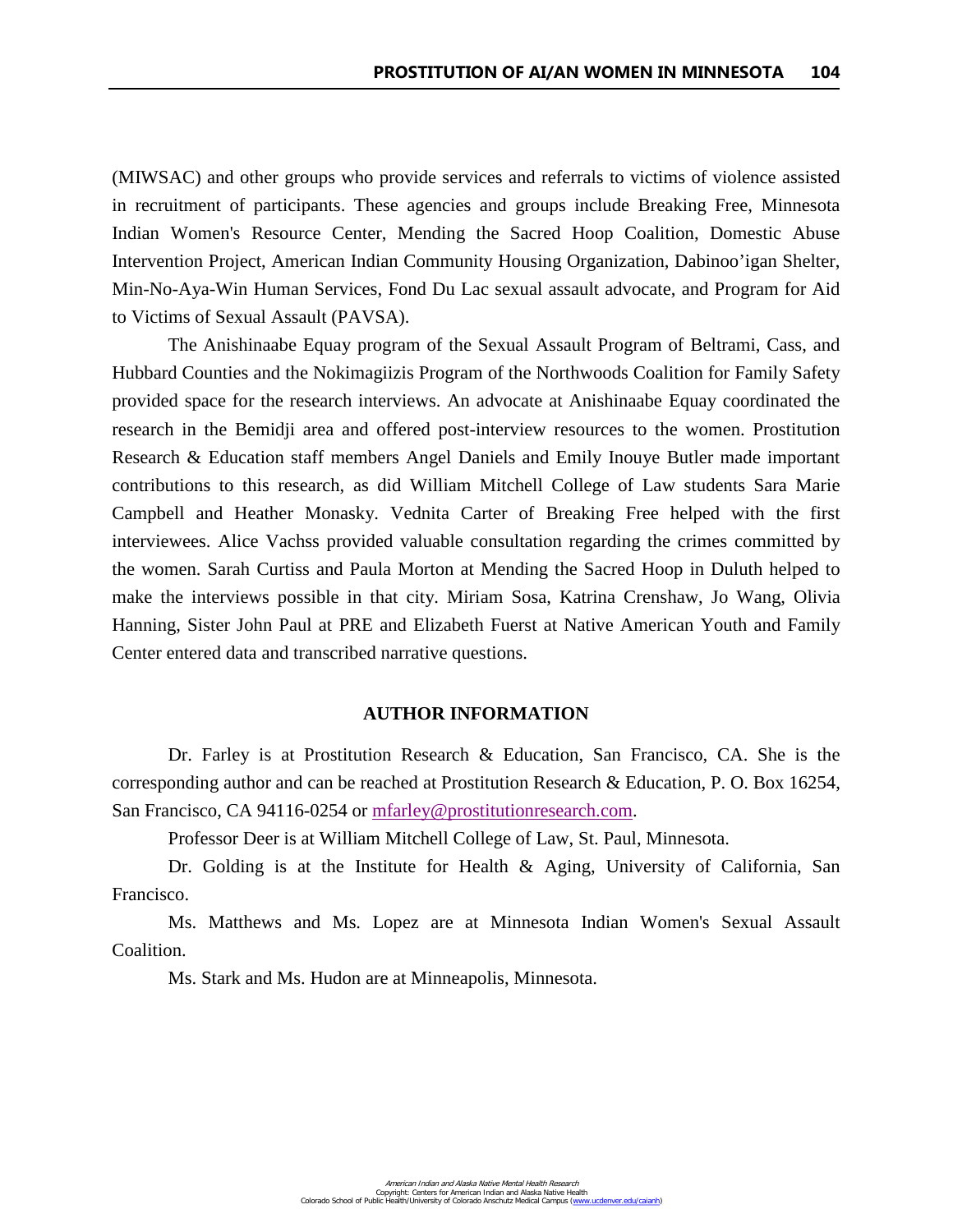(MIWSAC) and other groups who provide services and referrals to victims of violence assisted in recruitment of participants. These agencies and groups include Breaking Free, Minnesota Indian Women's Resource Center, Mending the Sacred Hoop Coalition, Domestic Abuse Intervention Project, American Indian Community Housing Organization, Dabinoo'igan Shelter, Min-No-Aya-Win Human Services, Fond Du Lac sexual assault advocate, and Program for Aid to Victims of Sexual Assault (PAVSA).

The Anishinaabe Equay program of the Sexual Assault Program of Beltrami, Cass, and Hubbard Counties and the Nokimagiizis Program of the Northwoods Coalition for Family Safety provided space for the research interviews. An advocate at Anishinaabe Equay coordinated the research in the Bemidji area and offered post-interview resources to the women. Prostitution Research & Education staff members Angel Daniels and Emily Inouye Butler made important contributions to this research, as did William Mitchell College of Law students Sara Marie Campbell and Heather Monasky. Vednita Carter of Breaking Free helped with the first interviewees. Alice Vachss provided valuable consultation regarding the crimes committed by the women. Sarah Curtiss and Paula Morton at Mending the Sacred Hoop in Duluth helped to make the interviews possible in that city. Miriam Sosa, Katrina Crenshaw, Jo Wang, Olivia Hanning, Sister John Paul at PRE and Elizabeth Fuerst at Native American Youth and Family Center entered data and transcribed narrative questions.

## AUTHOR INFORMATION

Dr. Farley is at Prostitution Research & Education, San Francisco, CA. She is the corresponding author and can be reached at Prostitution Research & Education, P. O. Box 16254, San Francisco, CA 94116-0254 or mfarley@prostitutionresearch.com.

Professor Deer is at William Mitchell College of Law, St. Paul, Minnesota.

Dr. Golding is at the Institute for Health & Aging, University of California, San Francisco.

Ms. Matthews and Ms. Lopez are at Minnesota Indian Women's Sexual Assault Coalition.

Ms. Stark and Ms. Hudon are at Minneapolis, Minnesota.